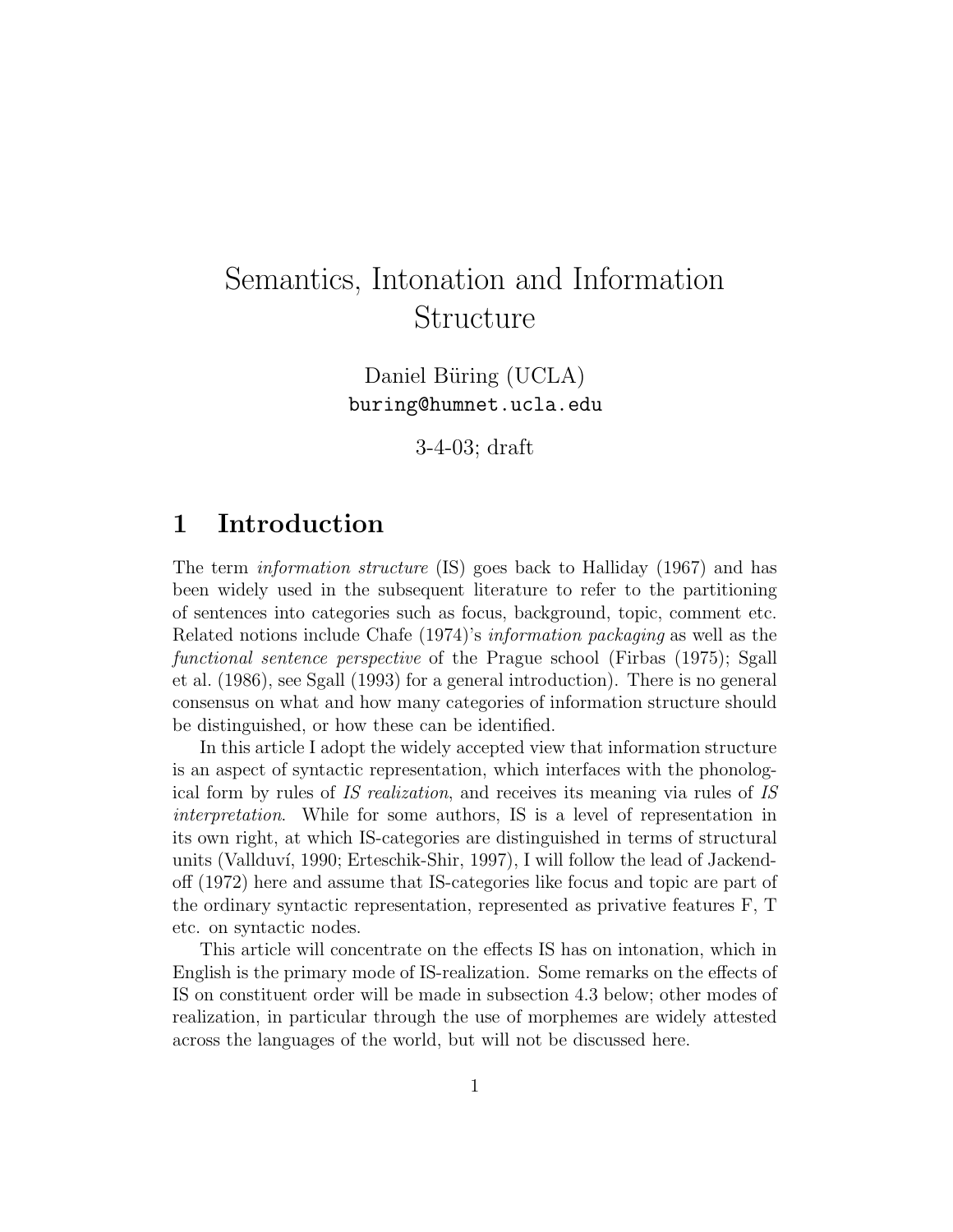# Semantics, Intonation and Information Structure

Daniel Büring (UCLA)
buring@humnet.ucla.edu

3-4-03; draft

## 1 Introduction

The term *information structure* (IS) goes back to Halliday (1967) and has been widely used in the subsequent literature to refer to the partitioning of sentences into categories such as focus, background, topic, comment etc. Related notions include Chafe (1974)'s *information packaging* as well as the *functional sentence perspective* of the Prague school (Firbas (1975); Sgall et al. (1986), see Sgall (1993) for a general introduction). There is no general consensus on what and how many categories of information structure should be distinguished, or how these can be identified.

In this article I adopt the widely accepted view that information structure is an aspect of syntactic representation, which interfaces with the phonological form by rules of *IS realization*, and receives its meaning via rules of *IS interpretation*. While for some authors, IS is a level of representation in its own right, at which IS-categories are distinguished in terms of structural units (Vallduví, 1990; Erteschik-Shir, 1997), I will follow the lead of Jackendoff (1972) here and assume that IS-categories like focus and topic are part of the ordinary syntactic representation, represented as privative features F, T etc. on syntactic nodes.

This article will concentrate on the effects IS has on intonation, which in English is the primary mode of IS-realization. Some remarks on the effects of IS on constituent order will be made in subsection 4.3 below; other modes of realization, in particular through the use of morphemes are widely attested across the languages of the world, but will not be discussed here.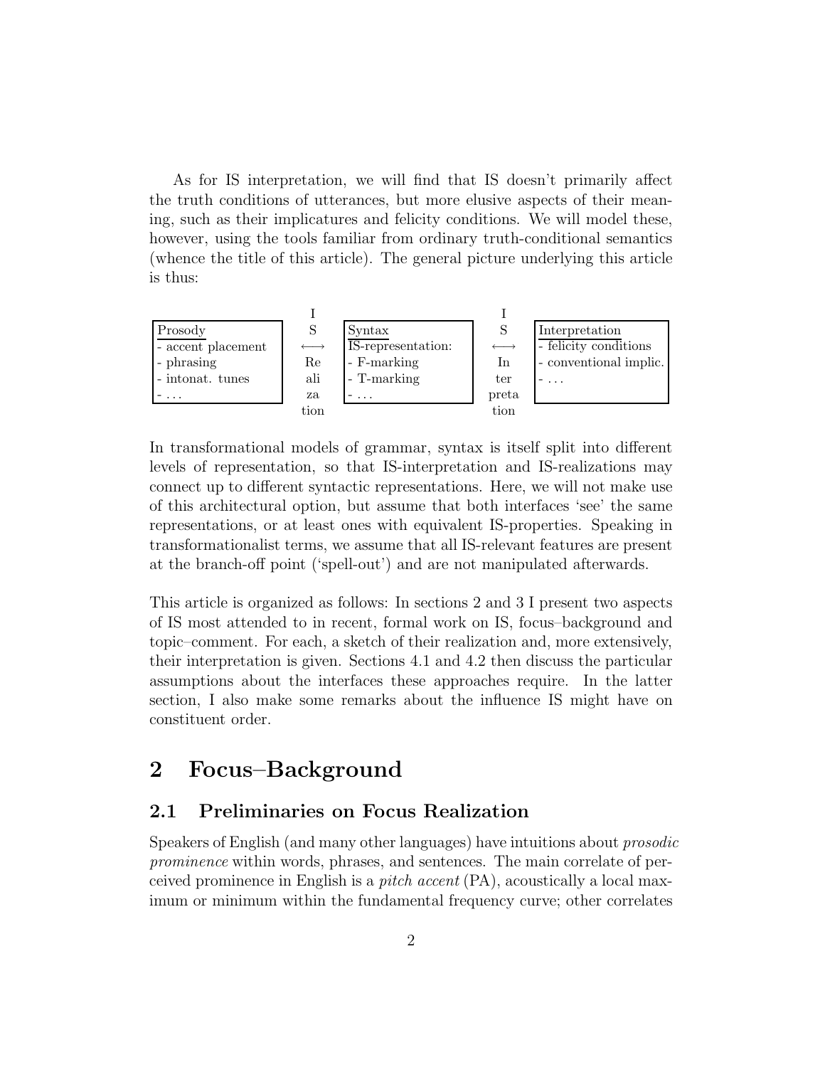As for IS interpretation, we will find that IS doesn't primarily affect the truth conditions of utterances, but more elusive aspects of their meaning, such as their implicatures and felicity conditions. We will model these, however, using the tools familiar from ordinary truth-conditional semantics (whence the title of this article). The general picture underlying this article is thus:

| Prosody | IS Realization | Syntax | IS Interpretation | Interpretation |
|---|---|---|---|---|
| - accent placement | ⟷ | IS-representation: | ⟷ | - felicity conditions |
| - phrasing | | - F-marking | | - conventional implic. |
| - intonat. tunes | | - T-marking | | - … |
| - … | | - … | | |

In transformational models of grammar, syntax is itself split into different levels of representation, so that IS-interpretation and IS-realizations may connect up to different syntactic representations. Here, we will not make use of this architectural option, but assume that both interfaces 'see' the same representations, or at least ones with equivalent IS-properties. Speaking in transformationalist terms, we assume that all IS-relevant features are present at the branch-off point ('spell-out') and are not manipulated afterwards.

This article is organized as follows: In sections 2 and 3 I present two aspects of IS most attended to in recent, formal work on IS, focus–background and topic–comment. For each, a sketch of their realization and, more extensively, their interpretation is given. Sections 4.1 and 4.2 then discuss the particular assumptions about the interfaces these approaches require. In the latter section, I also make some remarks about the influence IS might have on constituent order.

## 2 Focus–Background

### 2.1 Preliminaries on Focus Realization

Speakers of English (and many other languages) have intuitions about *prosodic prominence* within words, phrases, and sentences. The main correlate of perceived prominence in English is a *pitch accent* (PA), acoustically a local maximum or minimum within the fundamental frequency curve; other correlates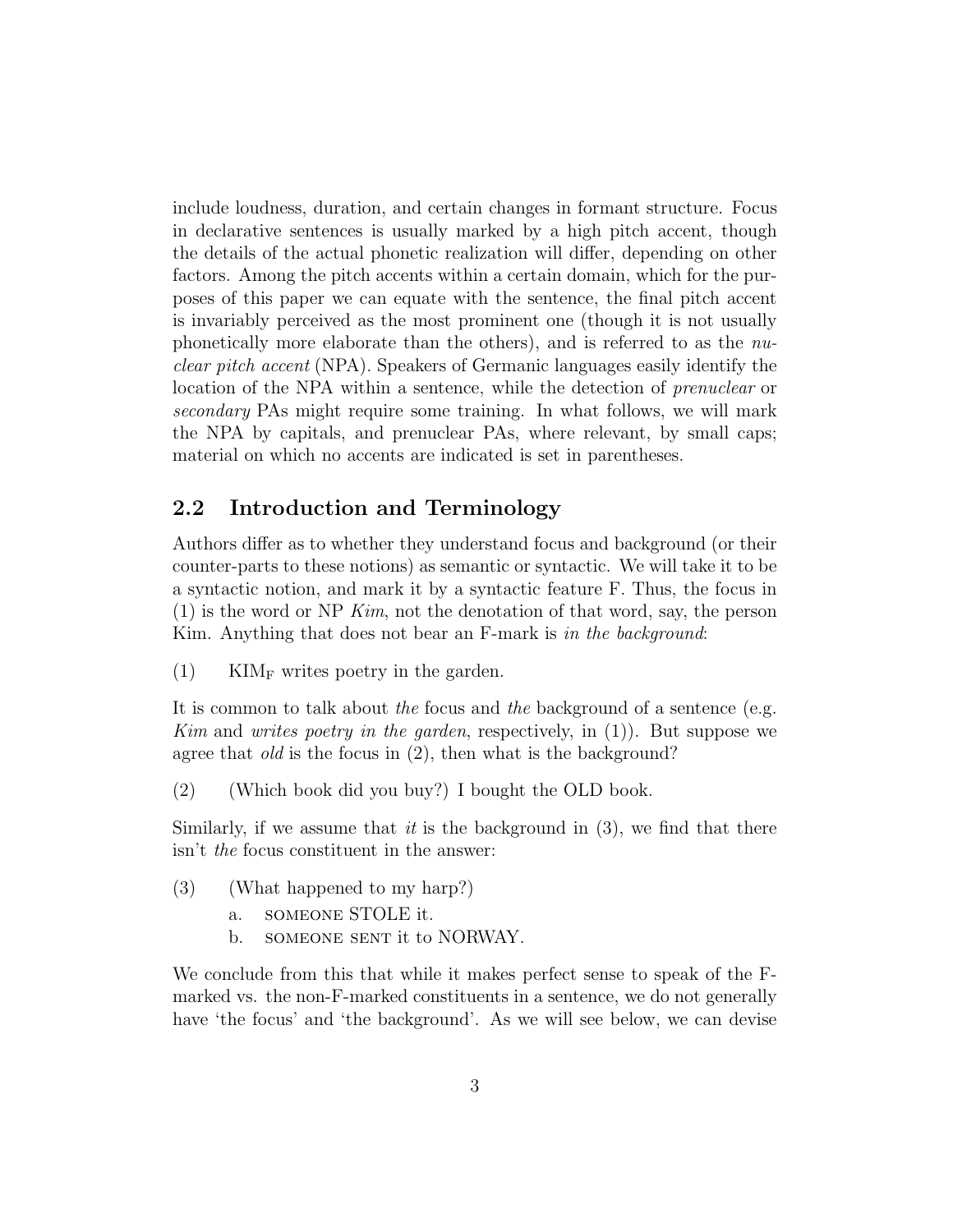include loudness, duration, and certain changes in formant structure. Focus in declarative sentences is usually marked by a high pitch accent, though the details of the actual phonetic realization will differ, depending on other factors. Among the pitch accents within a certain domain, which for the purposes of this paper we can equate with the sentence, the final pitch accent is invariably perceived as the most prominent one (though it is not usually phonetically more elaborate than the others), and is referred to as the *nuclear pitch accent* (NPA). Speakers of Germanic languages easily identify the location of the NPA within a sentence, while the detection of *prenuclear* or *secondary* PAs might require some training. In what follows, we will mark the NPA by capitals, and prenuclear PAs, where relevant, by small caps; material on which no accents are indicated is set in parentheses.

## 2.2 Introduction and Terminology

Authors differ as to whether they understand focus and background (or their counter-parts to these notions) as semantic or syntactic. We will take it to be a syntactic notion, and mark it by a syntactic feature F. Thus, the focus in (1) is the word or NP *Kim*, not the denotation of that word, say, the person Kim. Anything that does not bear an F-mark is *in the background*:

(1) KIM$_{\mathrm{F}}$ writes poetry in the garden.

It is common to talk about *the* focus and *the* background of a sentence (e.g. *Kim* and *writes poetry in the garden*, respectively, in (1)). But suppose we agree that *old* is the focus in (2), then what is the background?

(2) (Which book did you buy?) I bought the OLD book.

Similarly, if we assume that *it* is the background in (3), we find that there isn't *the* focus constituent in the answer:

(3) (What happened to my harp?)

a. SOMEONE STOLE it.

b. SOMEONE SENT it to NORWAY.

We conclude from this that while it makes perfect sense to speak of the F-marked vs. the non-F-marked constituents in a sentence, we do not generally have 'the focus' and 'the background'. As we will see below, we can devise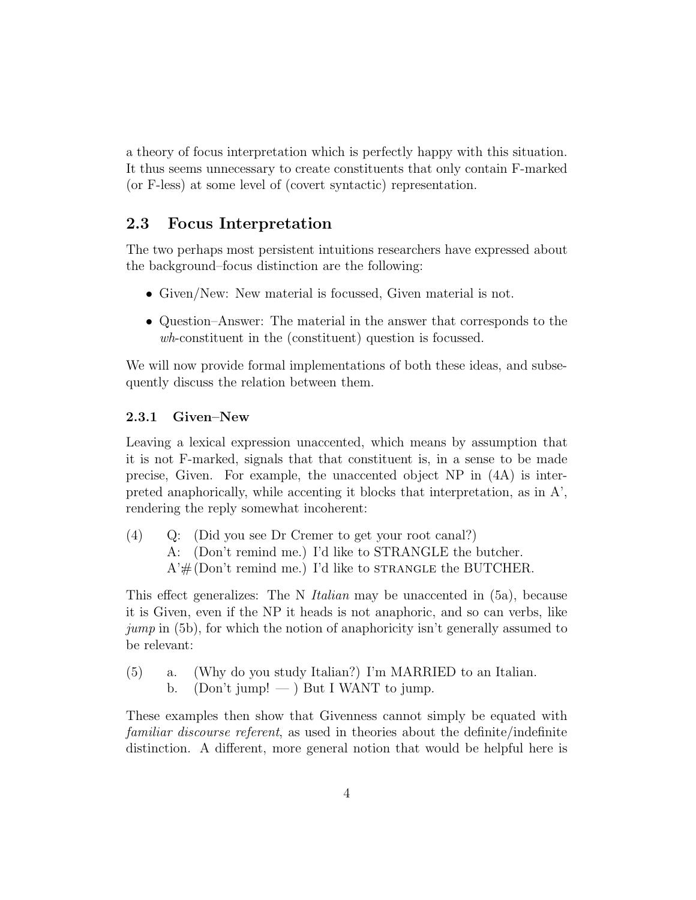a theory of focus interpretation which is perfectly happy with this situation. It thus seems unnecessary to create constituents that only contain F-marked (or F-less) at some level of (covert syntactic) representation.

## 2.3 Focus Interpretation

The two perhaps most persistent intuitions researchers have expressed about the background–focus distinction are the following:

- Given/New: New material is focussed, Given material is not.
- Question–Answer: The material in the answer that corresponds to the *wh*-constituent in the (constituent) question is focussed.

We will now provide formal implementations of both these ideas, and subsequently discuss the relation between them.

### 2.3.1 Given–New

Leaving a lexical expression unaccented, which means by assumption that it is not F-marked, signals that that constituent is, in a sense to be made precise, Given. For example, the unaccented object NP in (4A) is interpreted anaphorically, while accenting it blocks that interpretation, as in A', rendering the reply somewhat incoherent:

(4) Q: (Did you see Dr Cremer to get your root canal?)
A: (Don't remind me.) I'd like to STRANGLE the butcher.
A'# (Don't remind me.) I'd like to STRANGLE the BUTCHER.

This effect generalizes: The N *Italian* may be unaccented in (5a), because it is Given, even if the NP it heads is not anaphoric, and so can verbs, like *jump* in (5b), for which the notion of anaphoricity isn't generally assumed to be relevant:

(5) a. (Why do you study Italian?) I'm MARRIED to an Italian.
b. (Don't jump! — ) But I WANT to jump.

These examples then show that Givenness cannot simply be equated with *familiar discourse referent*, as used in theories about the definite/indefinite distinction. A different, more general notion that would be helpful here is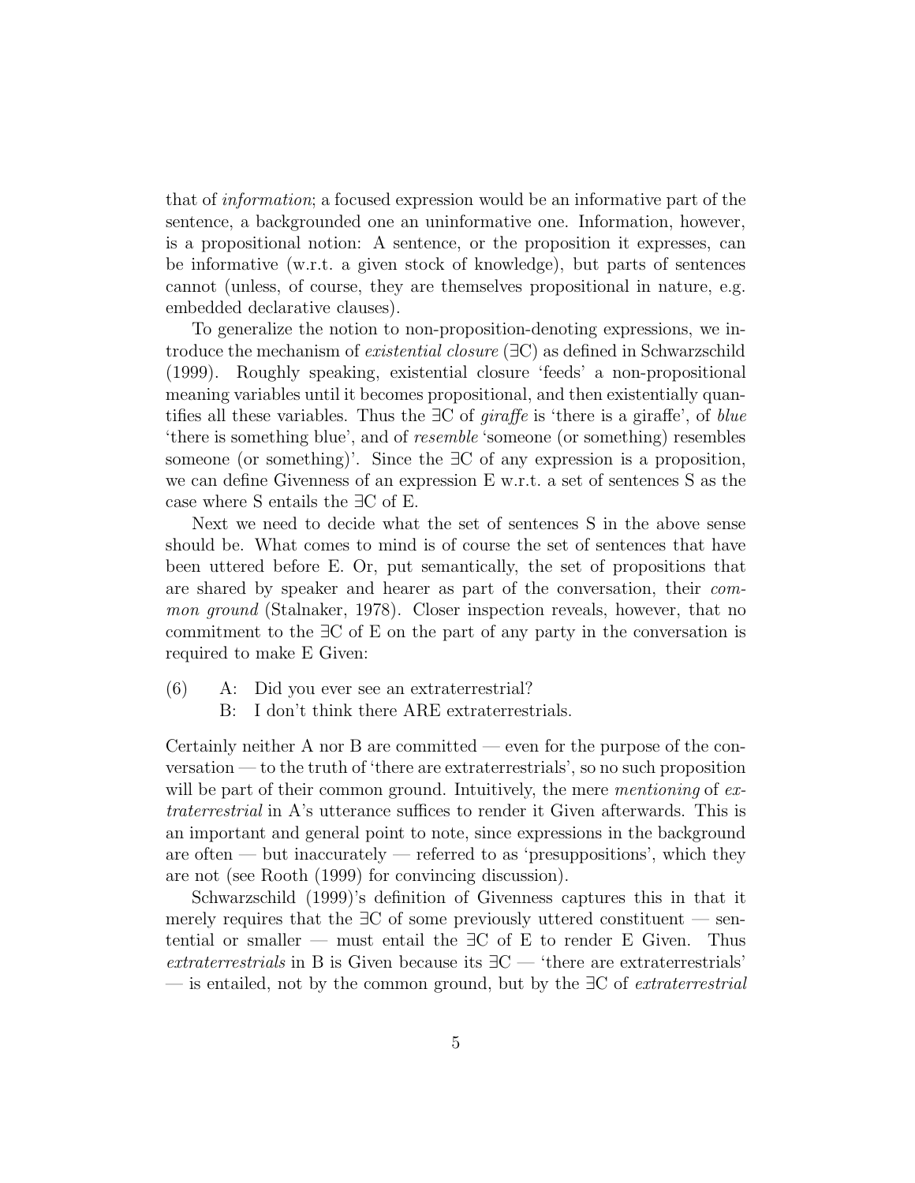that of *information*; a focused expression would be an informative part of the sentence, a backgrounded one an uninformative one. Information, however, is a propositional notion: A sentence, or the proposition it expresses, can be informative (w.r.t. a given stock of knowledge), but parts of sentences cannot (unless, of course, they are themselves propositional in nature, e.g. embedded declarative clauses).

To generalize the notion to non-proposition-denoting expressions, we introduce the mechanism of *existential closure* (∃C) as defined in Schwarzschild (1999). Roughly speaking, existential closure 'feeds' a non-propositional meaning variables until it becomes propositional, and then existentially quantifies all these variables. Thus the ∃C of *giraffe* is 'there is a giraffe', of *blue* 'there is something blue', and of *resemble* 'someone (or something) resembles someone (or something)'. Since the ∃C of any expression is a proposition, we can define Givenness of an expression E w.r.t. a set of sentences S as the case where S entails the ∃C of E.

Next we need to decide what the set of sentences S in the above sense should be. What comes to mind is of course the set of sentences that have been uttered before E. Or, put semantically, the set of propositions that are shared by speaker and hearer as part of the conversation, their *common ground* (Stalnaker, 1978). Closer inspection reveals, however, that no commitment to the ∃C of E on the part of any party in the conversation is required to make E Given:

(6) A: Did you ever see an extraterrestrial?
 B: I don't think there ARE extraterrestrials.

Certainly neither A nor B are committed — even for the purpose of the conversation — to the truth of 'there are extraterrestrials', so no such proposition will be part of their common ground. Intuitively, the mere *mentioning* of *extraterrestrial* in A's utterance suffices to render it Given afterwards. This is an important and general point to note, since expressions in the background are often — but inaccurately — referred to as 'presuppositions', which they are not (see Rooth (1999) for convincing discussion).

Schwarzschild (1999)'s definition of Givenness captures this in that it merely requires that the ∃C of some previously uttered constituent — sentential or smaller — must entail the ∃C of E to render E Given. Thus *extraterrestrials* in B is Given because its ∃C — 'there are extraterrestrials' — is entailed, not by the common ground, but by the ∃C of *extraterrestrial*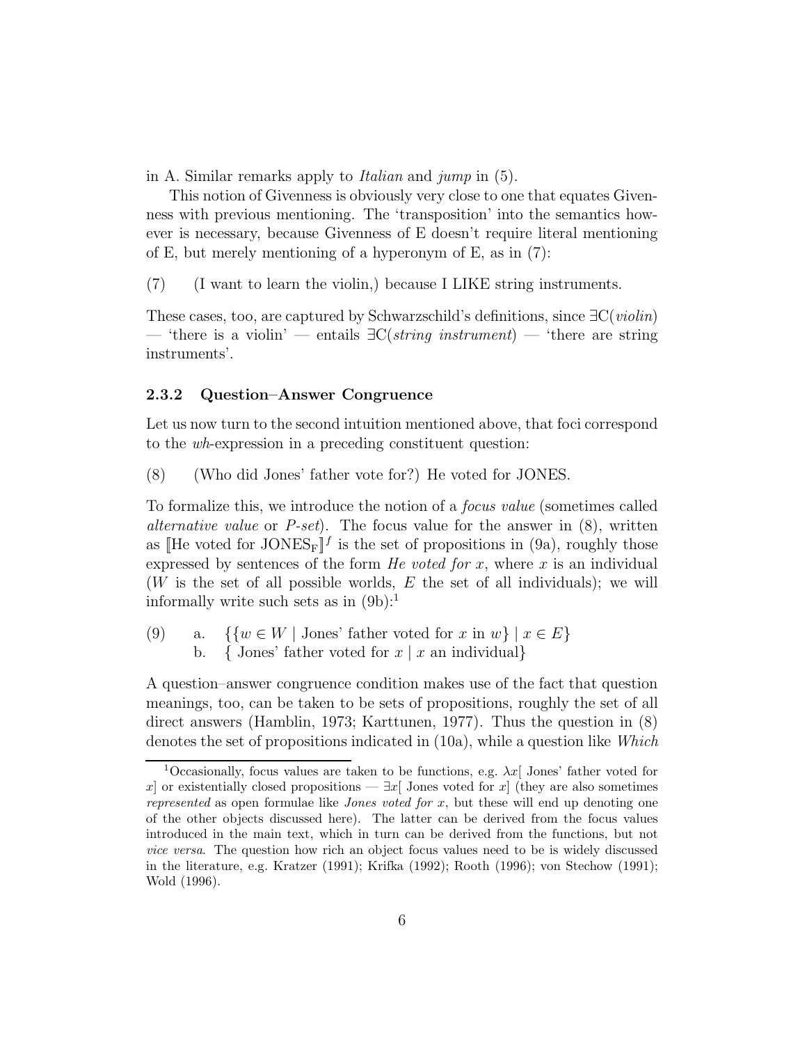in A. Similar remarks apply to *Italian* and *jump* in (5).

This notion of Givenness is obviously very close to one that equates Givenness with previous mentioning. The 'transposition' into the semantics however is necessary, because Givenness of E doesn't require literal mentioning of E, but merely mentioning of a hyperonym of E, as in (7):

(7) (I want to learn the violin,) because I LIKE string instruments.

These cases, too, are captured by Schwarzschild's definitions, since $\exists$C(*violin*) — 'there is a violin' — entails $\exists$C(*string instrument*) — 'there are string instruments'.

### 2.3.2 Question–Answer Congruence

Let us now turn to the second intuition mentioned above, that foci correspond to the *wh*-expression in a preceding constituent question:

(8) (Who did Jones' father vote for?) He voted for JONES.

To formalize this, we introduce the notion of a *focus value* (sometimes called *alternative value* or *P-set*). The focus value for the answer in (8), written as $[\![\text{He voted for JONES}_\text{F}]\!]^f$ is the set of propositions in (9a), roughly those expressed by sentences of the form *He voted for x*, where $x$ is an individual ($W$ is the set of all possible worlds, $E$ the set of all individuals); we will informally write such sets as in (9b):[1]

(9) a. $\{\{w \in W \mid \text{Jones' father voted for } x \text{ in } w\} \mid x \in E\}$
 b. $\{$ Jones' father voted for $x \mid x$ an individual$\}$

A question–answer congruence condition makes use of the fact that question meanings, too, can be taken to be sets of propositions, roughly the set of all direct answers (Hamblin, 1973; Karttunen, 1977). Thus the question in (8) denotes the set of propositions indicated in (10a), while a question like *Which*

[1] Occasionally, focus values are taken to be functions, e.g. $\lambda x$[ Jones' father voted for $x$] or existentially closed propositions — $\exists x$[ Jones voted for $x$] (they are also sometimes *represented* as open formulae like *Jones voted for x*, but these will end up denoting one of the other objects discussed here). The latter can be derived from the focus values introduced in the main text, which in turn can be derived from the functions, but not *vice versa*. The question how rich an object focus values need to be is widely discussed in the literature, e.g. Kratzer (1991); Krifka (1992); Rooth (1996); von Stechow (1991); Wold (1996).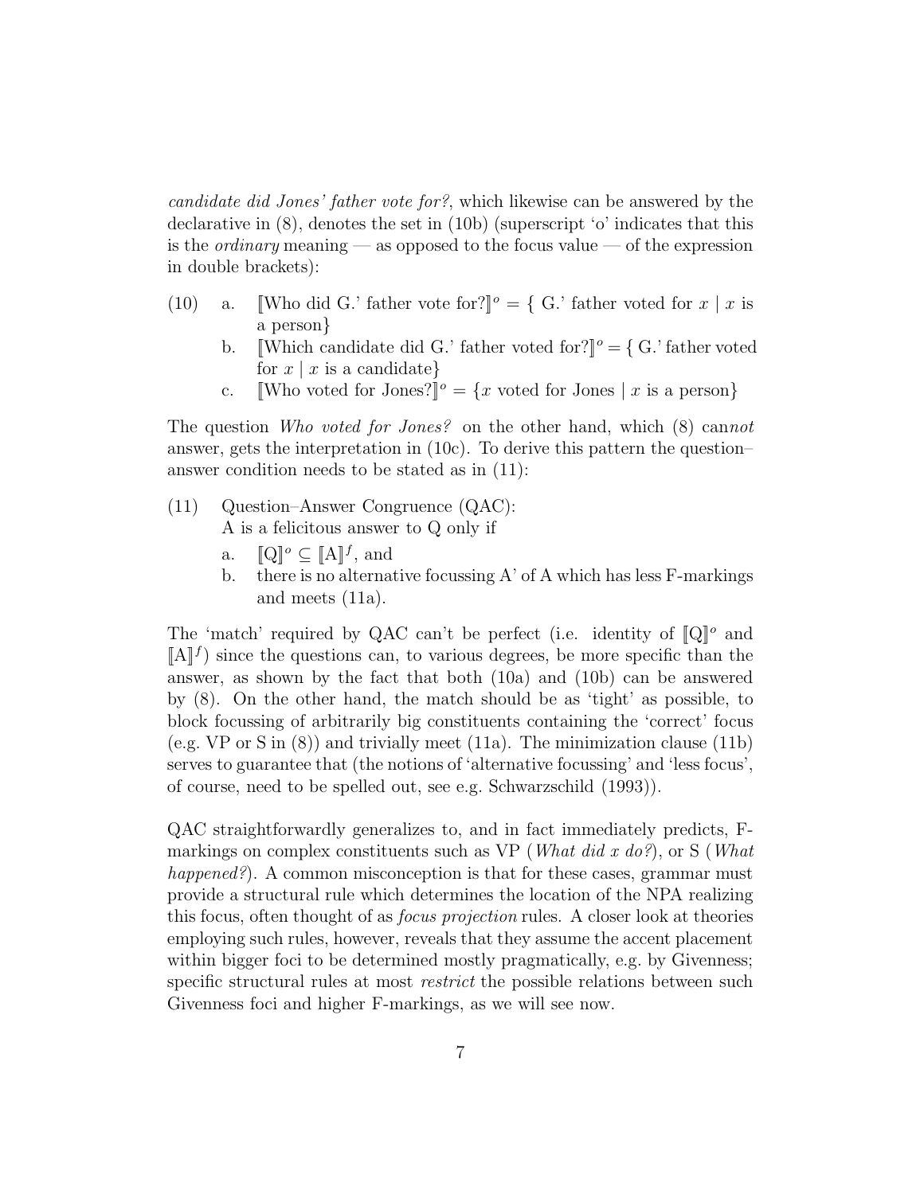*candidate did Jones' father vote for?*, which likewise can be answered by the declarative in (8), denotes the set in (10b) (superscript 'o' indicates that this is the *ordinary* meaning — as opposed to the focus value — of the expression in double brackets):

(10) a. $[\![$Who did G.' father vote for?$]\!]^o$ = { G.' father voted for $x$ | $x$ is a person}

b. $[\![$Which candidate did G.' father voted for?$]\!]^o$ = { G.' father voted for $x$ | $x$ is a candidate}

c. $[\![$Who voted for Jones?$]\!]^o$ = {$x$ voted for Jones | $x$ is a person}

The question *Who voted for Jones?* on the other hand, which (8) can*not* answer, gets the interpretation in (10c). To derive this pattern the question–answer condition needs to be stated as in (11):

(11) Question–Answer Congruence (QAC):
A is a felicitous answer to Q only if

a. $[\![\mathrm{Q}]\!]^o \subseteq [\![\mathrm{A}]\!]^f$, and

b. there is no alternative focussing A' of A which has less F-markings and meets (11a).

The 'match' required by QAC can't be perfect (i.e. identity of $[\![\mathrm{Q}]\!]^o$ and $[\![\mathrm{A}]\!]^f$) since the questions can, to various degrees, be more specific than the answer, as shown by the fact that both (10a) and (10b) can be answered by (8). On the other hand, the match should be as 'tight' as possible, to block focussing of arbitrarily big constituents containing the 'correct' focus (e.g. VP or S in (8)) and trivially meet (11a). The minimization clause (11b) serves to guarantee that (the notions of 'alternative focussing' and 'less focus', of course, need to be spelled out, see e.g. Schwarzschild (1993)).

QAC straightforwardly generalizes to, and in fact immediately predicts, F-markings on complex constituents such as VP (*What did x do?*), or S (*What happened?*). A common misconception is that for these cases, grammar must provide a structural rule which determines the location of the NPA realizing this focus, often thought of as *focus projection* rules. A closer look at theories employing such rules, however, reveals that they assume the accent placement within bigger foci to be determined mostly pragmatically, e.g. by Givenness; specific structural rules at most *restrict* the possible relations between such Givenness foci and higher F-markings, as we will see now.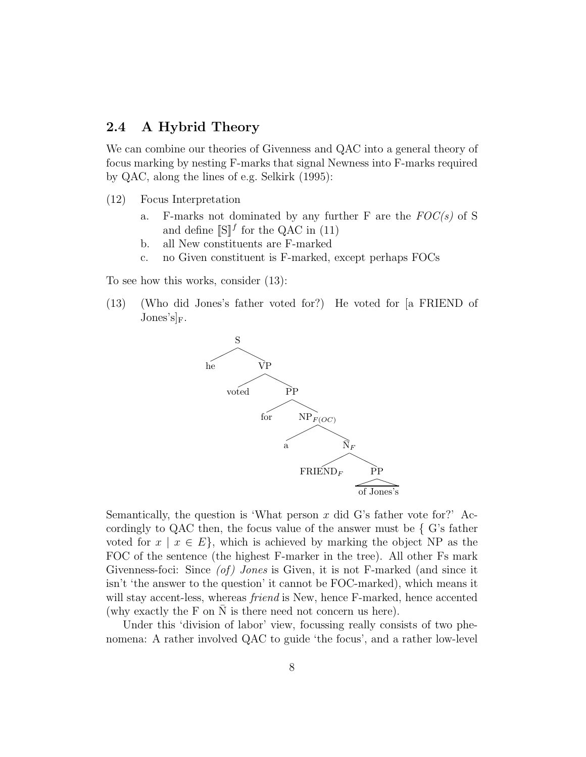## 2.4 A Hybrid Theory

We can combine our theories of Givenness and QAC into a general theory of focus marking by nesting F-marks that signal Newness into F-marks required by QAC, along the lines of e.g. Selkirk (1995):

(12) Focus Interpretation

- a. F-marks not dominated by any further F are the *FOC(s)* of S and define $[\![\mathrm{S}]\!]^f$ for the QAC in (11)
- b. all New constituents are F-marked
- c. no Given constituent is F-marked, except perhaps FOCs

To see how this works, consider (13):

(13) (Who did Jones's father voted for?) He voted for [a FRIEND of Jones's]$_{\mathrm{F}}$.

```
S
├── he
└── VP
    ├── voted
    └── PP
        ├── for
        └── NP_F(OC)
            ├── a
            └── N̄_F
                ├── FRIEND_F
                └── PP
                    └── of Jones's
```

Semantically, the question is 'What person $x$ did G's father vote for?' Accordingly to QAC then, the focus value of the answer must be $\{$ G's father voted for $x \mid x \in E\}$, which is achieved by marking the object NP as the FOC of the sentence (the highest F-marker in the tree). All other Fs mark Givenness-foci: Since *(of) Jones* is Given, it is not F-marked (and since it isn't 'the answer to the question' it cannot be FOC-marked), which means it will stay accent-less, whereas *friend* is New, hence F-marked, hence accented (why exactly the F on $\bar{\mathrm{N}}$ is there need not concern us here).

Under this 'division of labor' view, focussing really consists of two phenomena: A rather involved QAC to guide 'the focus', and a rather low-level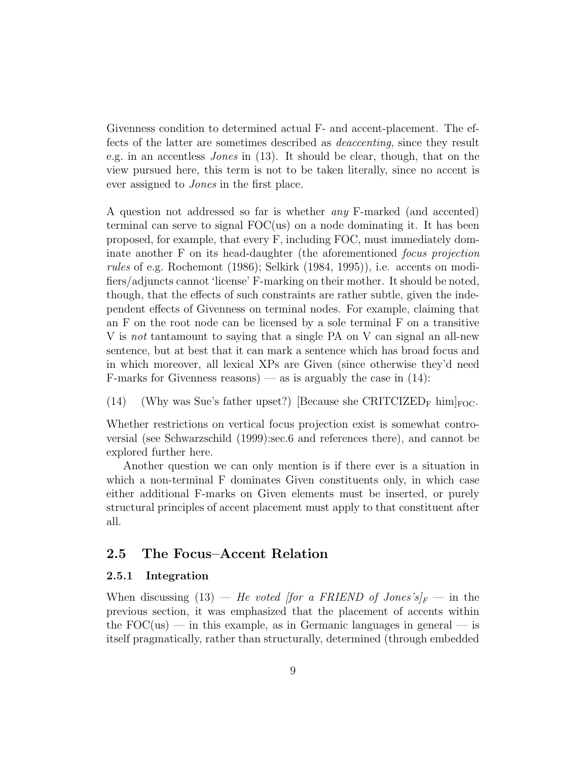Givenness condition to determined actual F- and accent-placement. The effects of the latter are sometimes described as *deaccenting*, since they result e.g. in an accentless *Jones* in (13). It should be clear, though, that on the view pursued here, this term is not to be taken literally, since no accent is ever assigned to *Jones* in the first place.

A question not addressed so far is whether *any* F-marked (and accented) terminal can serve to signal FOC(us) on a node dominating it. It has been proposed, for example, that every F, including FOC, must immediately dominate another F on its head-daughter (the aforementioned *focus projection rules* of e.g. Rochemont (1986); Selkirk (1984, 1995)), i.e. accents on modifiers/adjuncts cannot 'license' F-marking on their mother. It should be noted, though, that the effects of such constraints are rather subtle, given the independent effects of Givenness on terminal nodes. For example, claiming that an F on the root node can be licensed by a sole terminal F on a transitive V is *not* tantamount to saying that a single PA on V can signal an all-new sentence, but at best that it can mark a sentence which has broad focus and in which moreover, all lexical XPs are Given (since otherwise they'd need F-marks for Givenness reasons) — as is arguably the case in (14):

(14) (Why was Sue's father upset?) [Because she CRITCIZED$_{\mathrm{F}}$ him]$_{\mathrm{FOC}}$.

Whether restrictions on vertical focus projection exist is somewhat controversial (see Schwarzschild (1999):sec.6 and references there), and cannot be explored further here.

Another question we can only mention is if there ever is a situation in which a non-terminal F dominates Given constituents only, in which case either additional F-marks on Given elements must be inserted, or purely structural principles of accent placement must apply to that constituent after all.

## 2.5 The Focus–Accent Relation

### 2.5.1 Integration

When discussing (13) — *He voted [for a FRIEND of Jones's]$_F$* — in the previous section, it was emphasized that the placement of accents within the FOC(us) — in this example, as in Germanic languages in general — is itself pragmatically, rather than structurally, determined (through embedded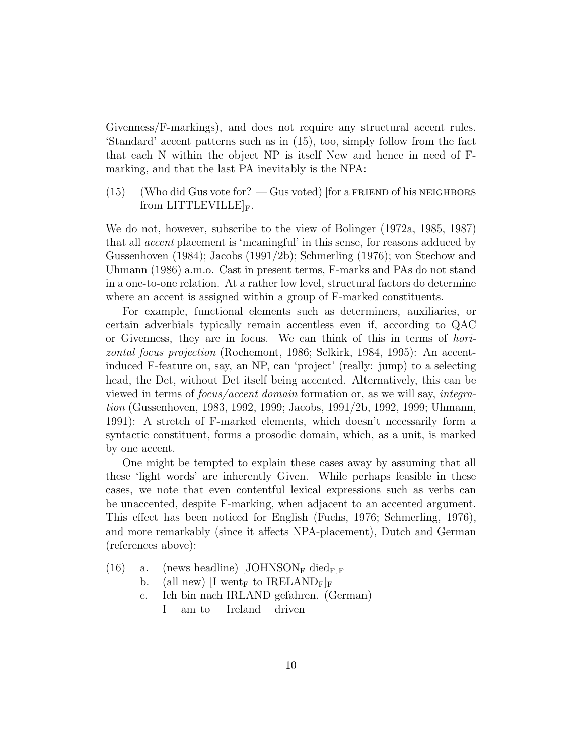Givenness/F-markings), and does not require any structural accent rules. 'Standard' accent patterns such as in (15), too, simply follow from the fact that each N within the object NP is itself New and hence in need of F-marking, and that the last PA inevitably is the NPA:

(15) (Who did Gus vote for? — Gus voted) [for a FRIEND of his NEIGHBORS from LITTLEVILLE]$_{\mathrm{F}}$.

We do not, however, subscribe to the view of Bolinger (1972a, 1985, 1987) that all *accent* placement is 'meaningful' in this sense, for reasons adduced by Gussenhoven (1984); Jacobs (1991/2b); Schmerling (1976); von Stechow and Uhmann (1986) a.m.o. Cast in present terms, F-marks and PAs do not stand in a one-to-one relation. At a rather low level, structural factors do determine where an accent is assigned within a group of F-marked constituents.

For example, functional elements such as determiners, auxiliaries, or certain adverbials typically remain accentless even if, according to QAC or Givenness, they are in focus. We can think of this in terms of *horizontal focus projection* (Rochemont, 1986; Selkirk, 1984, 1995): An accent-induced F-feature on, say, an NP, can 'project' (really: jump) to a selecting head, the Det, without Det itself being accented. Alternatively, this can be viewed in terms of *focus/accent domain* formation or, as we will say, *integration* (Gussenhoven, 1983, 1992, 1999; Jacobs, 1991/2b, 1992, 1999; Uhmann, 1991): A stretch of F-marked elements, which doesn't necessarily form a syntactic constituent, forms a prosodic domain, which, as a unit, is marked by one accent.

One might be tempted to explain these cases away by assuming that all these 'light words' are inherently Given. While perhaps feasible in these cases, we note that even contentful lexical expressions such as verbs can be unaccented, despite F-marking, when adjacent to an accented argument. This effect has been noticed for English (Fuchs, 1976; Schmerling, 1976), and more remarkably (since it affects NPA-placement), Dutch and German (references above):

(16) a. (news headline) [JOHNSON$_{\mathrm{F}}$ died$_{\mathrm{F}}$]$_{\mathrm{F}}$

b. (all new) [I went$_{\mathrm{F}}$ to IRELAND$_{\mathrm{F}}$]$_{\mathrm{F}}$

c. Ich bin nach IRLAND gefahren. (German)
   I am to Ireland driven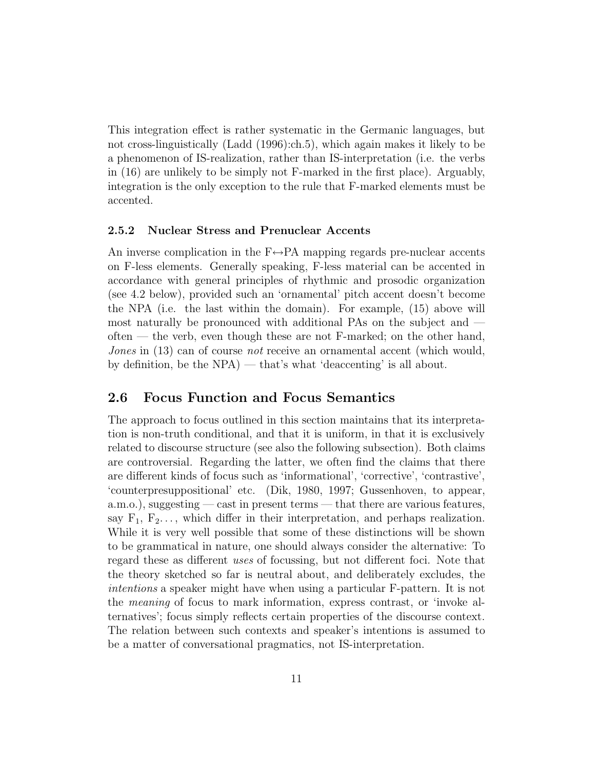This integration effect is rather systematic in the Germanic languages, but not cross-linguistically (Ladd (1996):ch.5), which again makes it likely to be a phenomenon of IS-realization, rather than IS-interpretation (i.e. the verbs in (16) are unlikely to be simply not F-marked in the first place). Arguably, integration is the only exception to the rule that F-marked elements must be accented.

### 2.5.2 Nuclear Stress and Prenuclear Accents

An inverse complication in the F↔PA mapping regards pre-nuclear accents on F-less elements. Generally speaking, F-less material can be accented in accordance with general principles of rhythmic and prosodic organization (see 4.2 below), provided such an 'ornamental' pitch accent doesn't become the NPA (i.e. the last within the domain). For example, (15) above will most naturally be pronounced with additional PAs on the subject and — often — the verb, even though these are not F-marked; on the other hand, *Jones* in (13) can of course *not* receive an ornamental accent (which would, by definition, be the NPA) — that's what 'deaccenting' is all about.

## 2.6 Focus Function and Focus Semantics

The approach to focus outlined in this section maintains that its interpretation is non-truth conditional, and that it is uniform, in that it is exclusively related to discourse structure (see also the following subsection). Both claims are controversial. Regarding the latter, we often find the claims that there are different kinds of focus such as 'informational', 'corrective', 'contrastive', 'counterpresuppositional' etc. (Dik, 1980, 1997; Gussenhoven, to appear, a.m.o.), suggesting — cast in present terms — that there are various features, say $F_1$, $F_2$..., which differ in their interpretation, and perhaps realization. While it is very well possible that some of these distinctions will be shown to be grammatical in nature, one should always consider the alternative: To regard these as different *uses* of focussing, but not different foci. Note that the theory sketched so far is neutral about, and deliberately excludes, the *intentions* a speaker might have when using a particular F-pattern. It is not the *meaning* of focus to mark information, express contrast, or 'invoke alternatives'; focus simply reflects certain properties of the discourse context. The relation between such contexts and speaker's intentions is assumed to be a matter of conversational pragmatics, not IS-interpretation.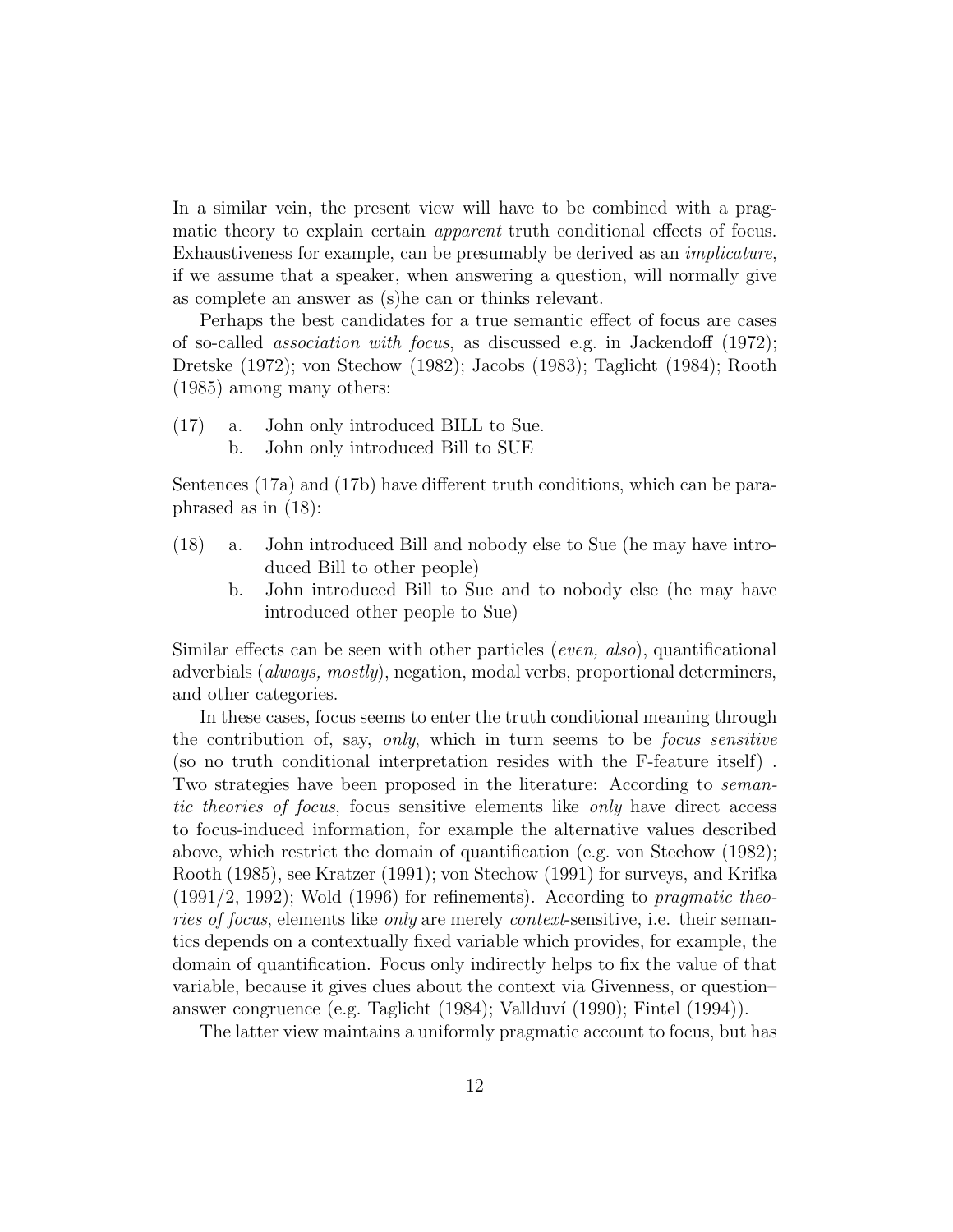In a similar vein, the present view will have to be combined with a pragmatic theory to explain certain *apparent* truth conditional effects of focus. Exhaustiveness for example, can be presumably be derived as an *implicature*, if we assume that a speaker, when answering a question, will normally give as complete an answer as (s)he can or thinks relevant.

Perhaps the best candidates for a true semantic effect of focus are cases of so-called *association with focus*, as discussed e.g. in Jackendoff (1972); Dretske (1972); von Stechow (1982); Jacobs (1983); Taglicht (1984); Rooth (1985) among many others:

(17) a. John only introduced BILL to Sue.
     b. John only introduced Bill to SUE

Sentences (17a) and (17b) have different truth conditions, which can be paraphrased as in (18):

(18) a. John introduced Bill and nobody else to Sue (he may have introduced Bill to other people)
     b. John introduced Bill to Sue and to nobody else (he may have introduced other people to Sue)

Similar effects can be seen with other particles (*even, also*), quantificational adverbials (*always, mostly*), negation, modal verbs, proportional determiners, and other categories.

In these cases, focus seems to enter the truth conditional meaning through the contribution of, say, *only*, which in turn seems to be *focus sensitive* (so no truth conditional interpretation resides with the F-feature itself) . Two strategies have been proposed in the literature: According to *semantic theories of focus*, focus sensitive elements like *only* have direct access to focus-induced information, for example the alternative values described above, which restrict the domain of quantification (e.g. von Stechow (1982); Rooth (1985), see Kratzer (1991); von Stechow (1991) for surveys, and Krifka (1991/2, 1992); Wold (1996) for refinements). According to *pragmatic theories of focus*, elements like *only* are merely *context*-sensitive, i.e. their semantics depends on a contextually fixed variable which provides, for example, the domain of quantification. Focus only indirectly helps to fix the value of that variable, because it gives clues about the context via Givenness, or question–answer congruence (e.g. Taglicht (1984); Vallduví (1990); Fintel (1994)).

The latter view maintains a uniformly pragmatic account to focus, but has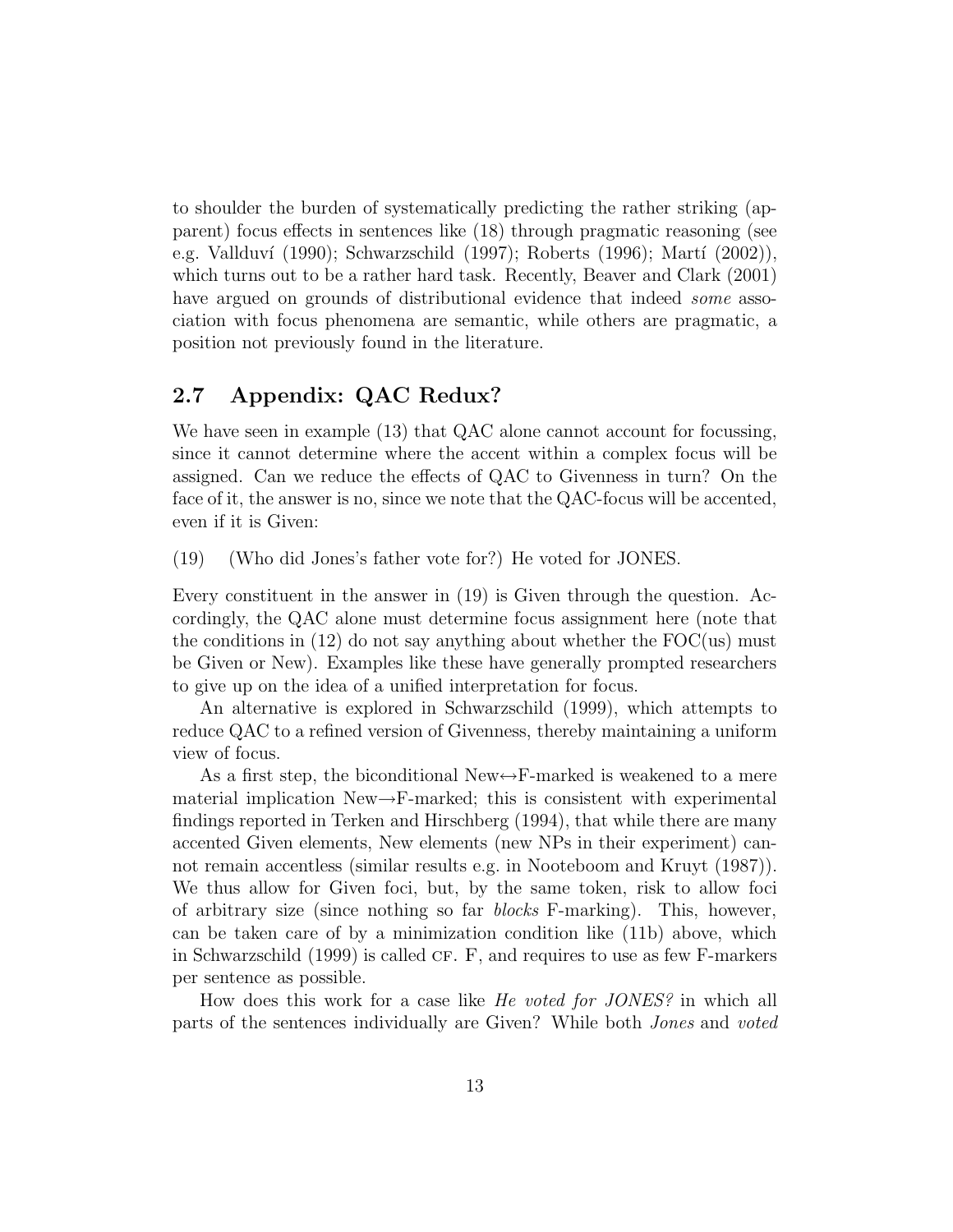to shoulder the burden of systematically predicting the rather striking (apparent) focus effects in sentences like (18) through pragmatic reasoning (see e.g. Vallduví (1990); Schwarzschild (1997); Roberts (1996); Martí (2002)), which turns out to be a rather hard task. Recently, Beaver and Clark (2001) have argued on grounds of distributional evidence that indeed *some* association with focus phenomena are semantic, while others are pragmatic, a position not previously found in the literature.

## 2.7 Appendix: QAC Redux?

We have seen in example (13) that QAC alone cannot account for focussing, since it cannot determine where the accent within a complex focus will be assigned. Can we reduce the effects of QAC to Givenness in turn? On the face of it, the answer is no, since we note that the QAC-focus will be accented, even if it is Given:

(19) (Who did Jones's father vote for?) He voted for JONES.

Every constituent in the answer in (19) is Given through the question. Accordingly, the QAC alone must determine focus assignment here (note that the conditions in (12) do not say anything about whether the FOC(us) must be Given or New). Examples like these have generally prompted researchers to give up on the idea of a unified interpretation for focus.

An alternative is explored in Schwarzschild (1999), which attempts to reduce QAC to a refined version of Givenness, thereby maintaining a uniform view of focus.

As a first step, the biconditional New$\leftrightarrow$F-marked is weakened to a mere material implication New$\rightarrow$F-marked; this is consistent with experimental findings reported in Terken and Hirschberg (1994), that while there are many accented Given elements, New elements (new NPs in their experiment) cannot remain accentless (similar results e.g. in Nooteboom and Kruyt (1987)). We thus allow for Given foci, but, by the same token, risk to allow foci of arbitrary size (since nothing so far *blocks* F-marking). This, however, can be taken care of by a minimization condition like (11b) above, which in Schwarzschild (1999) is called CF. F, and requires to use as few F-markers per sentence as possible.

How does this work for a case like *He voted for JONES?* in which all parts of the sentences individually are Given? While both *Jones* and *voted*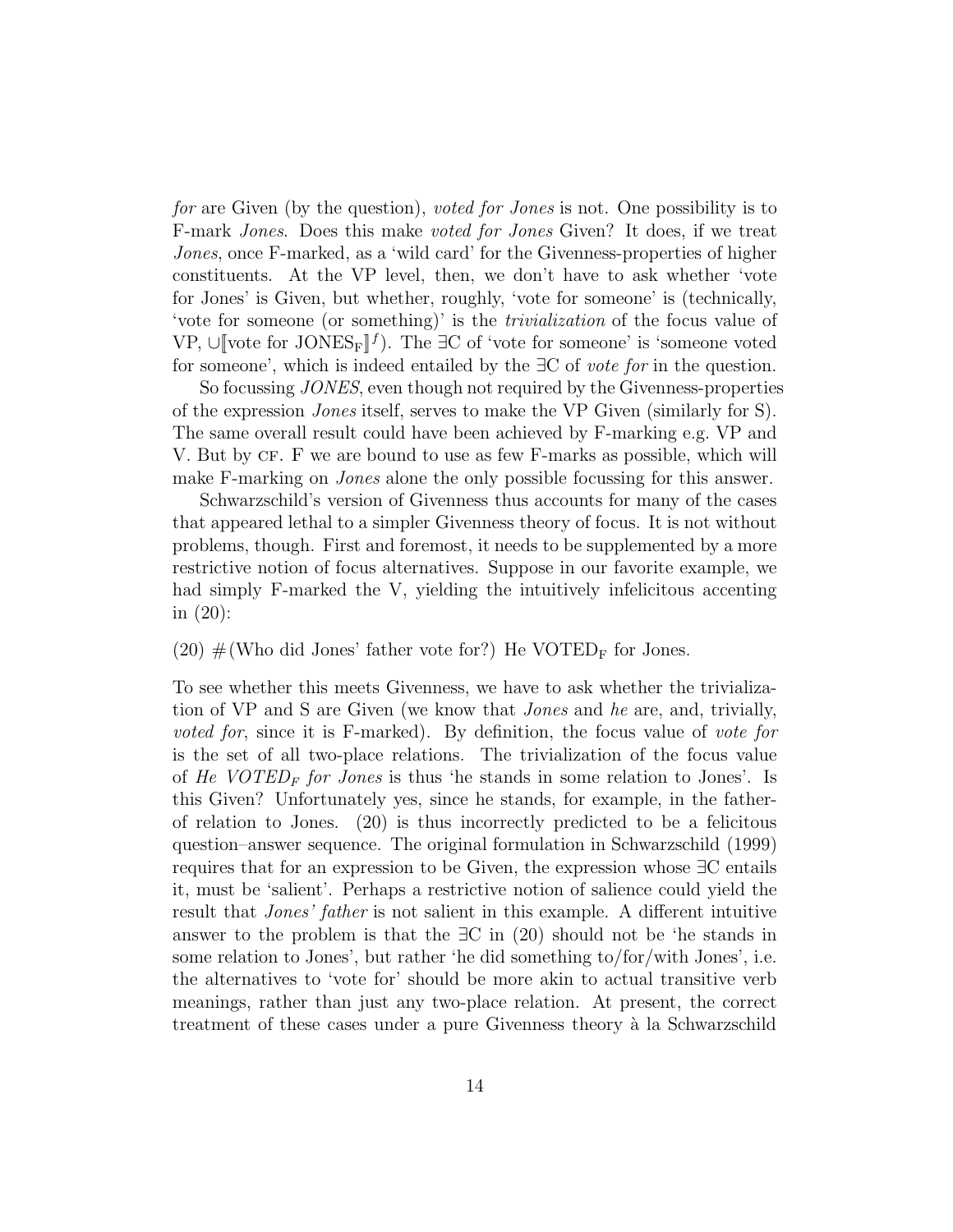*for* are Given (by the question), *voted for Jones* is not. One possibility is to F-mark *Jones*. Does this make *voted for Jones* Given? It does, if we treat *Jones*, once F-marked, as a 'wild card' for the Givenness-properties of higher constituents. At the VP level, then, we don't have to ask whether 'vote for Jones' is Given, but whether, roughly, 'vote for someone' is (technically, 'vote for someone (or something)' is the *trivialization* of the focus value of VP, $\cup[\![\text{vote for JONES}_{\text{F}}]\!]^f$). The ∃C of 'vote for someone' is 'someone voted for someone', which is indeed entailed by the ∃C of *vote for* in the question.

So focussing *JONES*, even though not required by the Givenness-properties of the expression *Jones* itself, serves to make the VP Given (similarly for S). The same overall result could have been achieved by F-marking e.g. VP and V. But by CF. F we are bound to use as few F-marks as possible, which will make F-marking on *Jones* alone the only possible focussing for this answer.

Schwarzschild's version of Givenness thus accounts for many of the cases that appeared lethal to a simpler Givenness theory of focus. It is not without problems, though. First and foremost, it needs to be supplemented by a more restrictive notion of focus alternatives. Suppose in our favorite example, we had simply F-marked the V, yielding the intuitively infelicitous accenting in (20):

(20) #(Who did Jones' father vote for?) He $\text{VOTED}_{\text{F}}$ for Jones.

To see whether this meets Givenness, we have to ask whether the trivialization of VP and S are Given (we know that *Jones* and *he* are, and, trivially, *voted for*, since it is F-marked). By definition, the focus value of *vote for* is the set of all two-place relations. The trivialization of the focus value of *He* $\textit{VOTED}_F$ *for Jones* is thus 'he stands in some relation to Jones'. Is this Given? Unfortunately yes, since he stands, for example, in the father-of relation to Jones. (20) is thus incorrectly predicted to be a felicitous question–answer sequence. The original formulation in Schwarzschild (1999) requires that for an expression to be Given, the expression whose ∃C entails it, must be 'salient'. Perhaps a restrictive notion of salience could yield the result that *Jones' father* is not salient in this example. A different intuitive answer to the problem is that the ∃C in (20) should not be 'he stands in some relation to Jones', but rather 'he did something to/for/with Jones', i.e. the alternatives to 'vote for' should be more akin to actual transitive verb meanings, rather than just any two-place relation. At present, the correct treatment of these cases under a pure Givenness theory à la Schwarzschild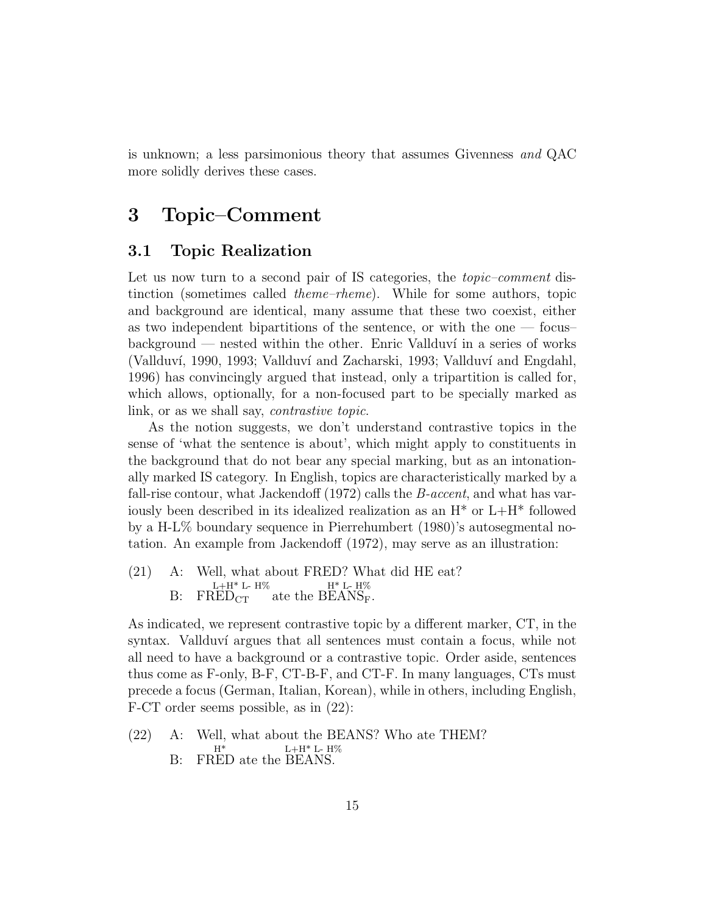is unknown; a less parsimonious theory that assumes Givenness *and* QAC more solidly derives these cases.

# 3 Topic–Comment

## 3.1 Topic Realization

Let us now turn to a second pair of IS categories, the *topic–comment* distinction (sometimes called *theme–rheme*). While for some authors, topic and background are identical, many assume that these two coexist, either as two independent bipartitions of the sentence, or with the one — focus–background — nested within the other. Enric Vallduví in a series of works (Vallduví, 1990, 1993; Vallduví and Zacharski, 1993; Vallduví and Engdahl, 1996) has convincingly argued that instead, only a tripartition is called for, which allows, optionally, for a non-focused part to be specially marked as link, or as we shall say, *contrastive topic*.

As the notion suggests, we don't understand contrastive topics in the sense of 'what the sentence is about', which might apply to constituents in the background that do not bear any special marking, but as an intonationally marked IS category. In English, topics are characteristically marked by a fall-rise contour, what Jackendoff (1972) calls the *B-accent*, and what has variously been described in its idealized realization as an H* or L+H* followed by a H-L% boundary sequence in Pierrehumbert (1980)'s autosegmental notation. An example from Jackendoff (1972), may serve as an illustration:

(21) A: Well, what about FRED? What did HE eat?
B: $\overset{\text{L+H* L- H\%}}{\text{FRED}}_{\text{CT}}$ ate the $\overset{\text{H* L- H\%}}{\text{BEANS}}_{\text{F}}$.

As indicated, we represent contrastive topic by a different marker, CT, in the syntax. Vallduví argues that all sentences must contain a focus, while not all need to have a background or a contrastive topic. Order aside, sentences thus come as F-only, B-F, CT-B-F, and CT-F. In many languages, CTs must precede a focus (German, Italian, Korean), while in others, including English, F-CT order seems possible, as in (22):

(22) A: Well, what about the BEANS? Who ate THEM?
B: $\overset{\text{H*}}{\text{FRED}}$ ate the $\overset{\text{L+H* L- H\%}}{\text{BEANS}}$.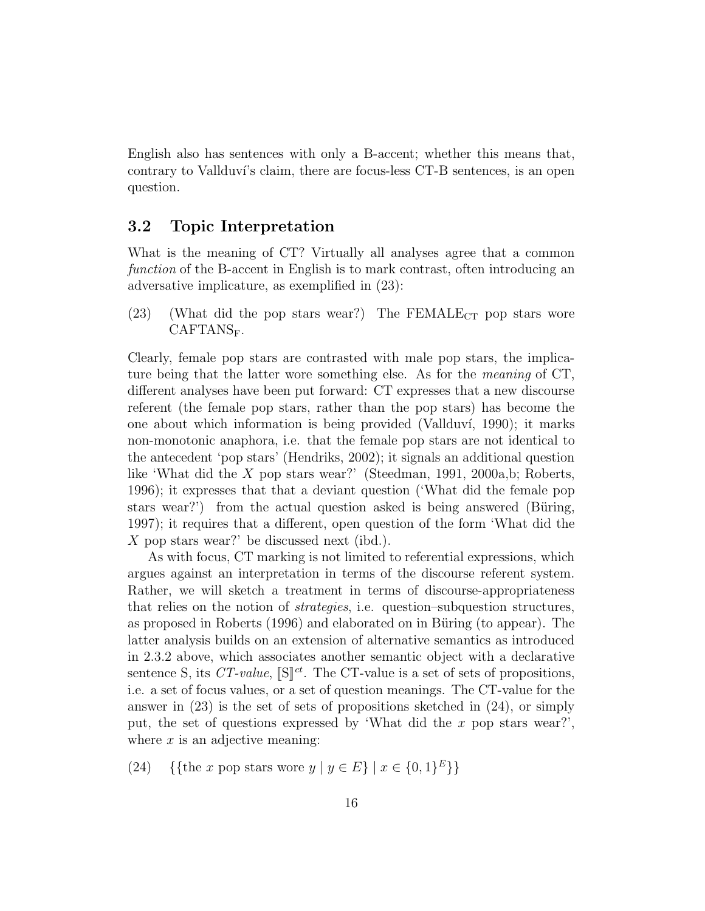English also has sentences with only a B-accent; whether this means that, contrary to Vallduví's claim, there are focus-less CT-B sentences, is an open question.

## 3.2 Topic Interpretation

What is the meaning of CT? Virtually all analyses agree that a common *function* of the B-accent in English is to mark contrast, often introducing an adversative implicature, as exemplified in (23):

(23) (What did the pop stars wear?) The FEMALE$_{\mathrm{CT}}$ pop stars wore CAFTANS$_{\mathrm{F}}$.

Clearly, female pop stars are contrasted with male pop stars, the implicature being that the latter wore something else. As for the *meaning* of CT, different analyses have been put forward: CT expresses that a new discourse referent (the female pop stars, rather than the pop stars) has become the one about which information is being provided (Vallduví, 1990); it marks non-monotonic anaphora, i.e. that the female pop stars are not identical to the antecedent 'pop stars' (Hendriks, 2002); it signals an additional question like 'What did the $X$ pop stars wear?' (Steedman, 1991, 2000a,b; Roberts, 1996); it expresses that that a deviant question ('What did the female pop stars wear?') from the actual question asked is being answered (Büring, 1997); it requires that a different, open question of the form 'What did the $X$ pop stars wear?' be discussed next (ibd.).

As with focus, CT marking is not limited to referential expressions, which argues against an interpretation in terms of the discourse referent system. Rather, we will sketch a treatment in terms of discourse-appropriateness that relies on the notion of *strategies*, i.e. question–subquestion structures, as proposed in Roberts (1996) and elaborated on in Büring (to appear). The latter analysis builds on an extension of alternative semantics as introduced in 2.3.2 above, which associates another semantic object with a declarative sentence S, its *CT-value*, $[\![\mathrm{S}]\!]^{ct}$. The CT-value is a set of sets of propositions, i.e. a set of focus values, or a set of question meanings. The CT-value for the answer in (23) is the set of sets of propositions sketched in (24), or simply put, the set of questions expressed by 'What did the $x$ pop stars wear?', where $x$ is an adjective meaning:

(24) $\{\{\text{the } x \text{ pop stars wore } y \mid y \in E\} \mid x \in \{0,1\}^E\}\}$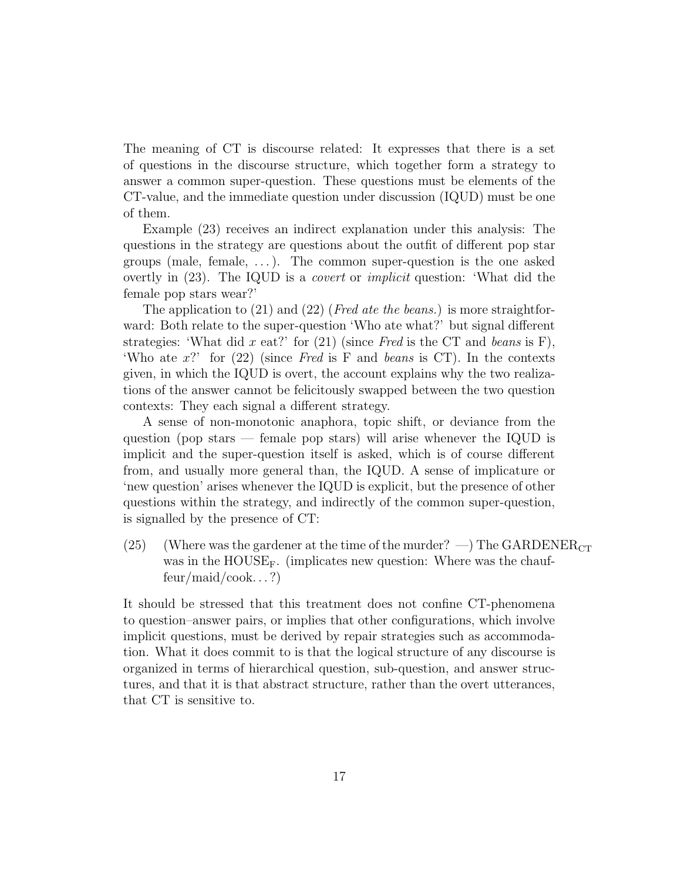The meaning of CT is discourse related: It expresses that there is a set of questions in the discourse structure, which together form a strategy to answer a common super-question. These questions must be elements of the CT-value, and the immediate question under discussion (IQUD) must be one of them.

Example (23) receives an indirect explanation under this analysis: The questions in the strategy are questions about the outfit of different pop star groups (male, female, ...). The common super-question is the one asked overtly in (23). The IQUD is a *covert* or *implicit* question: 'What did the female pop stars wear?'

The application to (21) and (22) (*Fred ate the beans.*) is more straightforward: Both relate to the super-question 'Who ate what?' but signal different strategies: 'What did $x$ eat?' for (21) (since *Fred* is the CT and *beans* is F), 'Who ate $x$?' for (22) (since *Fred* is F and *beans* is CT). In the contexts given, in which the IQUD is overt, the account explains why the two realizations of the answer cannot be felicitously swapped between the two question contexts: They each signal a different strategy.

A sense of non-monotonic anaphora, topic shift, or deviance from the question (pop stars — female pop stars) will arise whenever the IQUD is implicit and the super-question itself is asked, which is of course different from, and usually more general than, the IQUD. A sense of implicature or 'new question' arises whenever the IQUD is explicit, but the presence of other questions within the strategy, and indirectly of the common super-question, is signalled by the presence of CT:

(25) (Where was the gardener at the time of the murder? —) The GARDENER$_{\mathrm{CT}}$ was in the HOUSE$_{\mathrm{F}}$. (implicates new question: Where was the chauffeur/maid/cook...?)

It should be stressed that this treatment does not confine CT-phenomena to question–answer pairs, or implies that other configurations, which involve implicit questions, must be derived by repair strategies such as accommodation. What it does commit to is that the logical structure of any discourse is organized in terms of hierarchical question, sub-question, and answer structures, and that it is that abstract structure, rather than the overt utterances, that CT is sensitive to.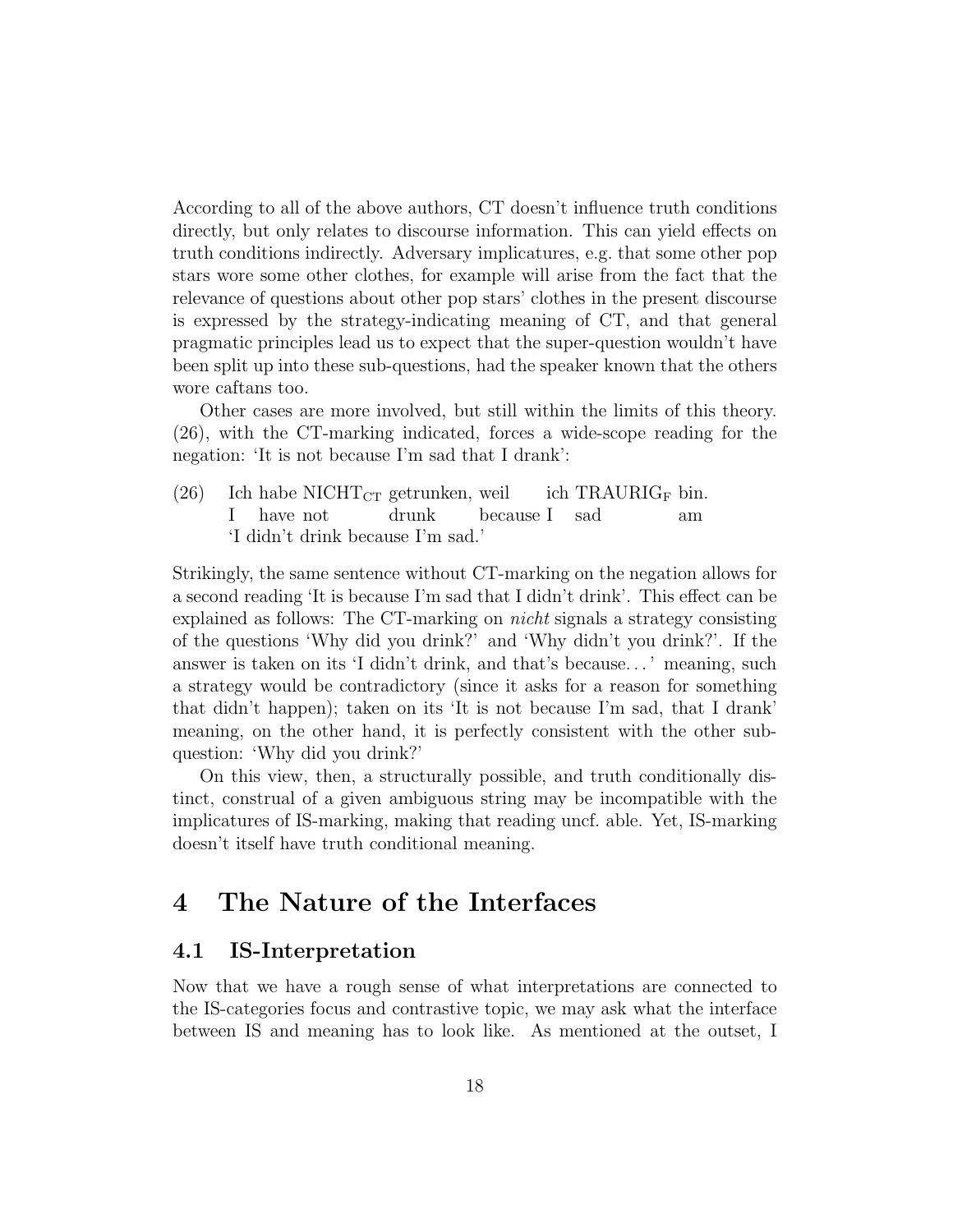According to all of the above authors, CT doesn't influence truth conditions directly, but only relates to discourse information. This can yield effects on truth conditions indirectly. Adversary implicatures, e.g. that some other pop stars wore some other clothes, for example will arise from the fact that the relevance of questions about other pop stars' clothes in the present discourse is expressed by the strategy-indicating meaning of CT, and that general pragmatic principles lead us to expect that the super-question wouldn't have been split up into these sub-questions, had the speaker known that the others wore caftans too.

Other cases are more involved, but still within the limits of this theory. (26), with the CT-marking indicated, forces a wide-scope reading for the negation: 'It is not because I'm sad that I drank':

(26) Ich habe NICHT$_{\text{CT}}$ getrunken, weil ich TRAURIG$_{\text{F}}$ bin.
 I have not drunk because I sad am
 'I didn't drink because I'm sad.'

Strikingly, the same sentence without CT-marking on the negation allows for a second reading 'It is because I'm sad that I didn't drink'. This effect can be explained as follows: The CT-marking on *nicht* signals a strategy consisting of the questions 'Why did you drink?' and 'Why didn't you drink?'. If the answer is taken on its 'I didn't drink, and that's because...' meaning, such a strategy would be contradictory (since it asks for a reason for something that didn't happen); taken on its 'It is not because I'm sad, that I drank' meaning, on the other hand, it is perfectly consistent with the other sub-question: 'Why did you drink?'

On this view, then, a structurally possible, and truth conditionally distinct, construal of a given ambiguous string may be incompatible with the implicatures of IS-marking, making that reading uncf. able. Yet, IS-marking doesn't itself have truth conditional meaning.

# 4 The Nature of the Interfaces

## 4.1 IS-Interpretation

Now that we have a rough sense of what interpretations are connected to the IS-categories focus and contrastive topic, we may ask what the interface between IS and meaning has to look like. As mentioned at the outset, I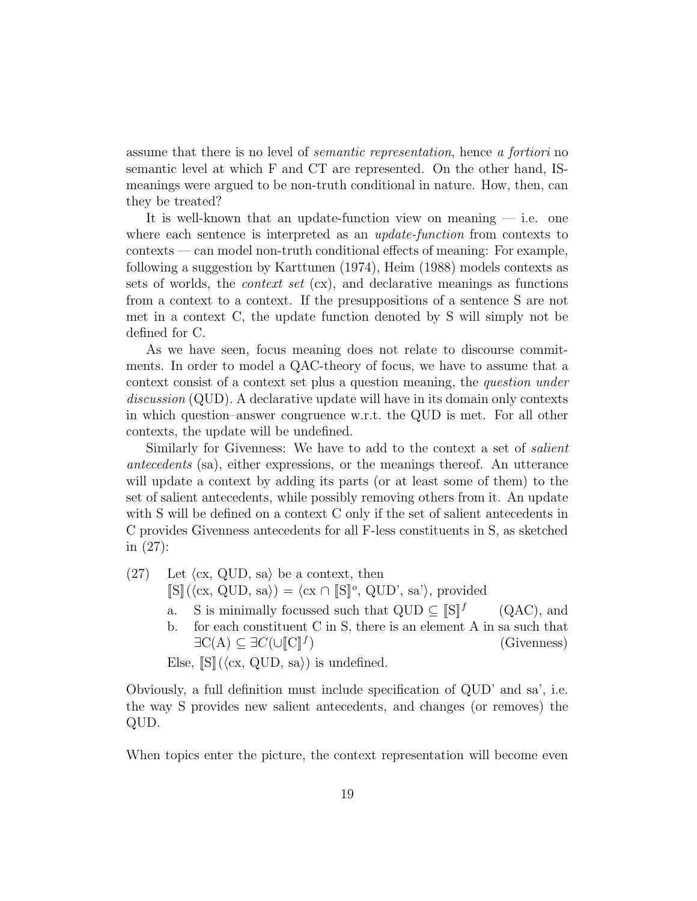assume that there is no level of *semantic representation*, hence *a fortiori* no semantic level at which F and CT are represented. On the other hand, IS-meanings were argued to be non-truth conditional in nature. How, then, can they be treated?

It is well-known that an update-function view on meaning — i.e. one where each sentence is interpreted as an *update-function* from contexts to contexts — can model non-truth conditional effects of meaning: For example, following a suggestion by Karttunen (1974), Heim (1988) models contexts as sets of worlds, the *context set* (cx), and declarative meanings as functions from a context to a context. If the presuppositions of a sentence S are not met in a context C, the update function denoted by S will simply not be defined for C.

As we have seen, focus meaning does not relate to discourse commitments. In order to model a QAC-theory of focus, we have to assume that a context consist of a context set plus a question meaning, the *question under discussion* (QUD). A declarative update will have in its domain only contexts in which question–answer congruence w.r.t. the QUD is met. For all other contexts, the update will be undefined.

Similarly for Givenness: We have to add to the context a set of *salient antecedents* (sa), either expressions, or the meanings thereof. An utterance will update a context by adding its parts (or at least some of them) to the set of salient antecedents, while possibly removing others from it. An update with S will be defined on a context C only if the set of salient antecedents in C provides Givenness antecedents for all F-less constituents in S, as sketched in (27):

(27) Let $\langle$cx, QUD, sa$\rangle$ be a context, then
$[\![\text{S}]\!](\langle \text{cx, QUD, sa} \rangle) = \langle \text{cx} \cap [\![\text{S}]\!]^o, \text{QUD', sa'} \rangle$, provided

a. S is minimally focussed such that $\text{QUD} \subseteq [\![\text{S}]\!]^f$ (QAC), and

b. for each constituent C in S, there is an element A in sa such that $\exists\text{C(A)} \subseteq \exists C(\cup[\![\text{C}]\!]^f)$ (Givenness)

Else, $[\![\text{S}]\!](\langle \text{cx, QUD, sa} \rangle)$ is undefined.

Obviously, a full definition must include specification of QUD' and sa', i.e. the way S provides new salient antecedents, and changes (or removes) the QUD.

When topics enter the picture, the context representation will become even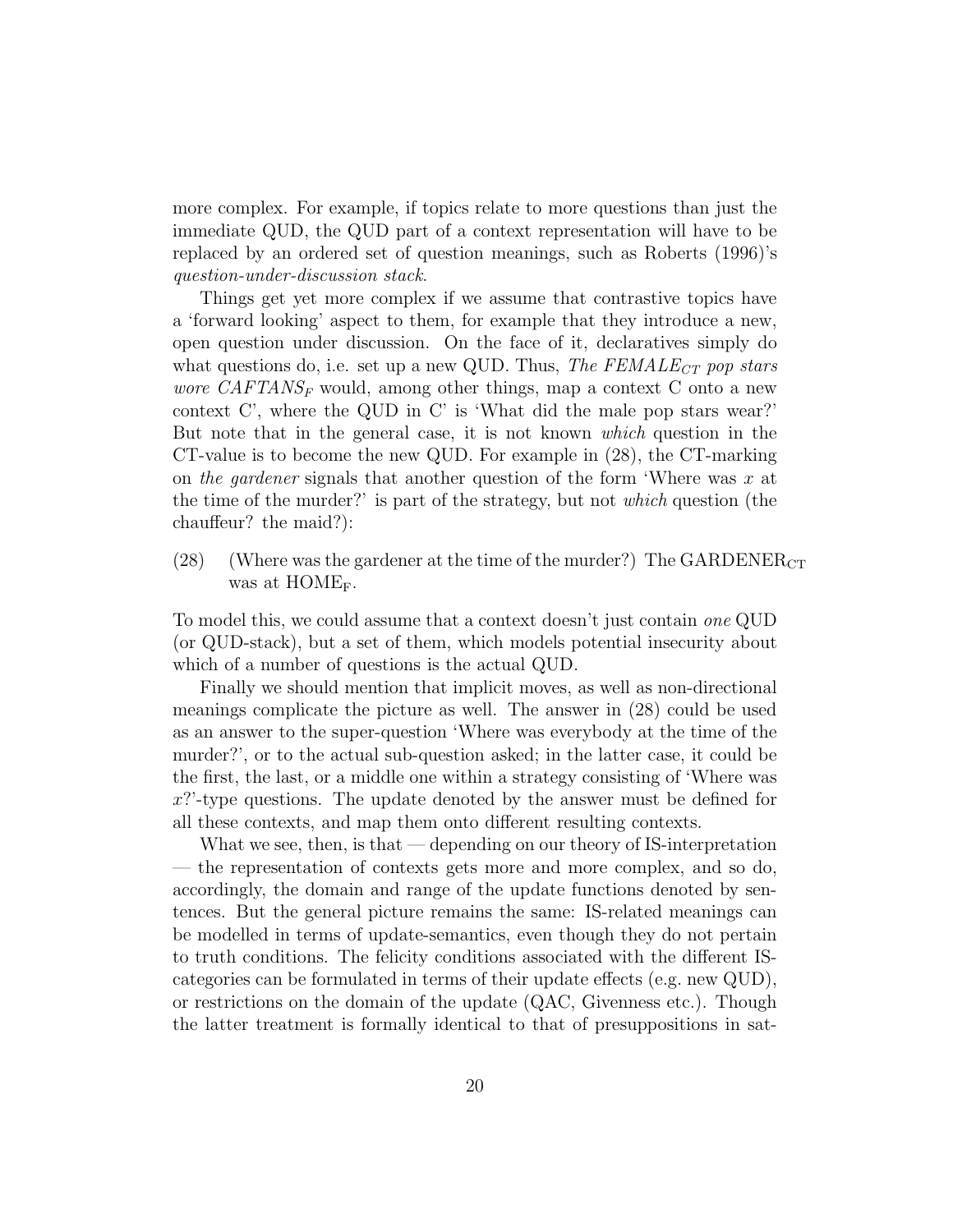more complex. For example, if topics relate to more questions than just the immediate QUD, the QUD part of a context representation will have to be replaced by an ordered set of question meanings, such as Roberts (1996)'s *question-under-discussion stack*.

Things get yet more complex if we assume that contrastive topics have a 'forward looking' aspect to them, for example that they introduce a new, open question under discussion. On the face of it, declaratives simply do what questions do, i.e. set up a new QUD. Thus, *The FEMALE*$_{CT}$ *pop stars wore CAFTANS*$_F$ would, among other things, map a context C onto a new context C', where the QUD in C' is 'What did the male pop stars wear?' But note that in the general case, it is not known *which* question in the CT-value is to become the new QUD. For example in (28), the CT-marking on *the gardener* signals that another question of the form 'Where was $x$ at the time of the murder?' is part of the strategy, but not *which* question (the chauffeur? the maid?):

(28) (Where was the gardener at the time of the murder?) The GARDENER$_{\mathrm{CT}}$ was at HOME$_{\mathrm{F}}$.

To model this, we could assume that a context doesn't just contain *one* QUD (or QUD-stack), but a set of them, which models potential insecurity about which of a number of questions is the actual QUD.

Finally we should mention that implicit moves, as well as non-directional meanings complicate the picture as well. The answer in (28) could be used as an answer to the super-question 'Where was everybody at the time of the murder?', or to the actual sub-question asked; in the latter case, it could be the first, the last, or a middle one within a strategy consisting of 'Where was $x$?'-type questions. The update denoted by the answer must be defined for all these contexts, and map them onto different resulting contexts.

What we see, then, is that — depending on our theory of IS-interpretation — the representation of contexts gets more and more complex, and so do, accordingly, the domain and range of the update functions denoted by sentences. But the general picture remains the same: IS-related meanings can be modelled in terms of update-semantics, even though they do not pertain to truth conditions. The felicity conditions associated with the different IS-categories can be formulated in terms of their update effects (e.g. new QUD), or restrictions on the domain of the update (QAC, Givenness etc.). Though the latter treatment is formally identical to that of presuppositions in sat-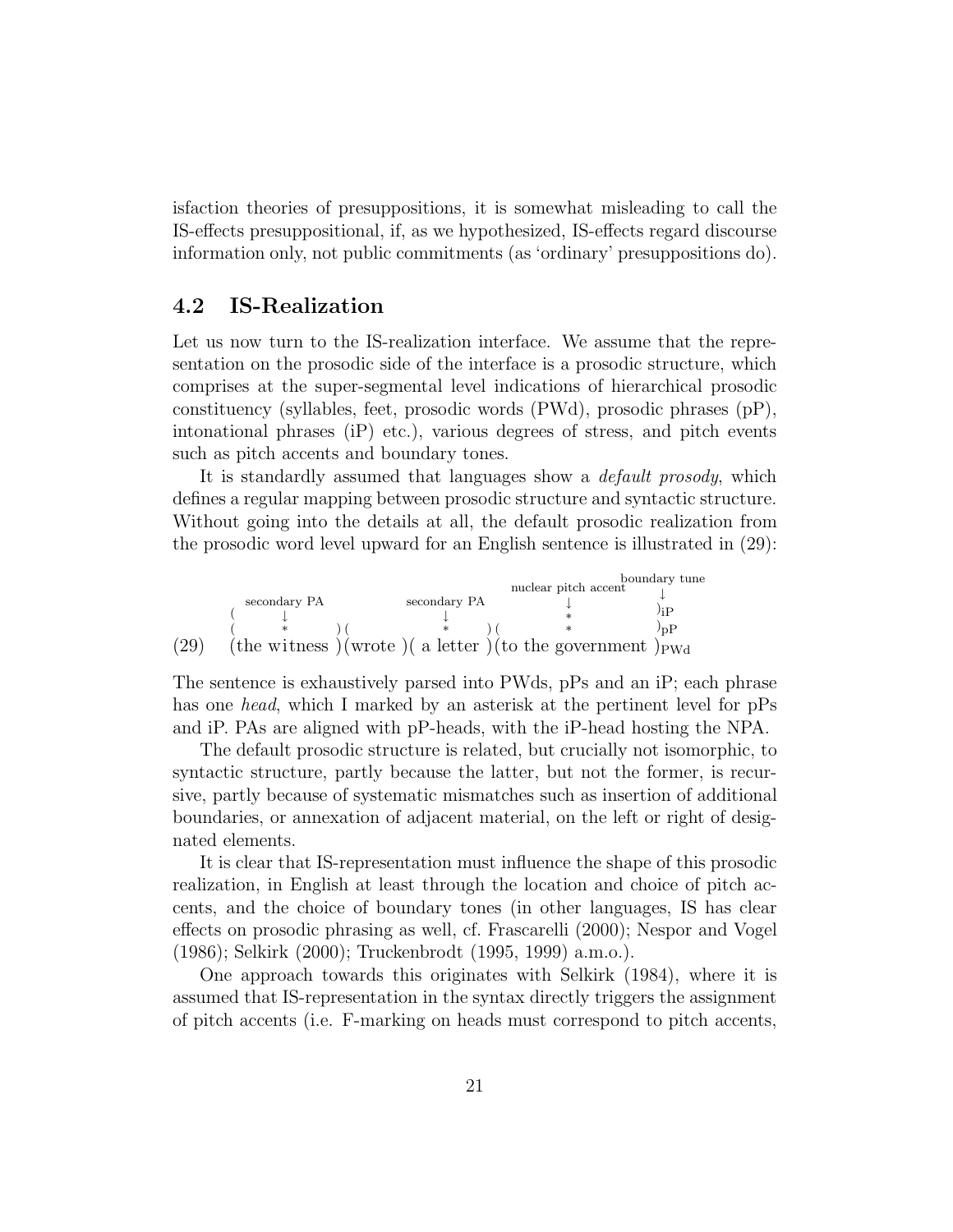isfaction theories of presuppositions, it is somewhat misleading to call the IS-effects presuppositional, if, as we hypothesized, IS-effects regard discourse information only, not public commitments (as 'ordinary' presuppositions do).

### 4.2 IS-Realization

Let us now turn to the IS-realization interface. We assume that the representation on the prosodic side of the interface is a prosodic structure, which comprises at the super-segmental level indications of hierarchical prosodic constituency (syllables, feet, prosodic words (PWd), prosodic phrases (pP), intonational phrases (iP) etc.), various degrees of stress, and pitch events such as pitch accents and boundary tones.

It is standardly assumed that languages show a *default prosody*, which defines a regular mapping between prosodic structure and syntactic structure. Without going into the details at all, the default prosodic realization from the prosodic word level upward for an English sentence is illustrated in (29):

```
                                                          boundary tune
                                          nuclear pitch accent    ↓
          secondary PA          secondary PA          ↓
      (        ↓                      ↓                *             )iP
      (        *        ) (           *        ) (     *             )pP
(29)  (the witness )(wrote )( a letter )(to the government )PWd
```

The sentence is exhaustively parsed into PWds, pPs and an iP; each phrase has one *head*, which I marked by an asterisk at the pertinent level for pPs and iP. PAs are aligned with pP-heads, with the iP-head hosting the NPA.

The default prosodic structure is related, but crucially not isomorphic, to syntactic structure, partly because the latter, but not the former, is recursive, partly because of systematic mismatches such as insertion of additional boundaries, or annexation of adjacent material, on the left or right of designated elements.

It is clear that IS-representation must influence the shape of this prosodic realization, in English at least through the location and choice of pitch accents, and the choice of boundary tones (in other languages, IS has clear effects on prosodic phrasing as well, cf. Frascarelli (2000); Nespor and Vogel (1986); Selkirk (2000); Truckenbrodt (1995, 1999) a.m.o.).

One approach towards this originates with Selkirk (1984), where it is assumed that IS-representation in the syntax directly triggers the assignment of pitch accents (i.e. F-marking on heads must correspond to pitch accents,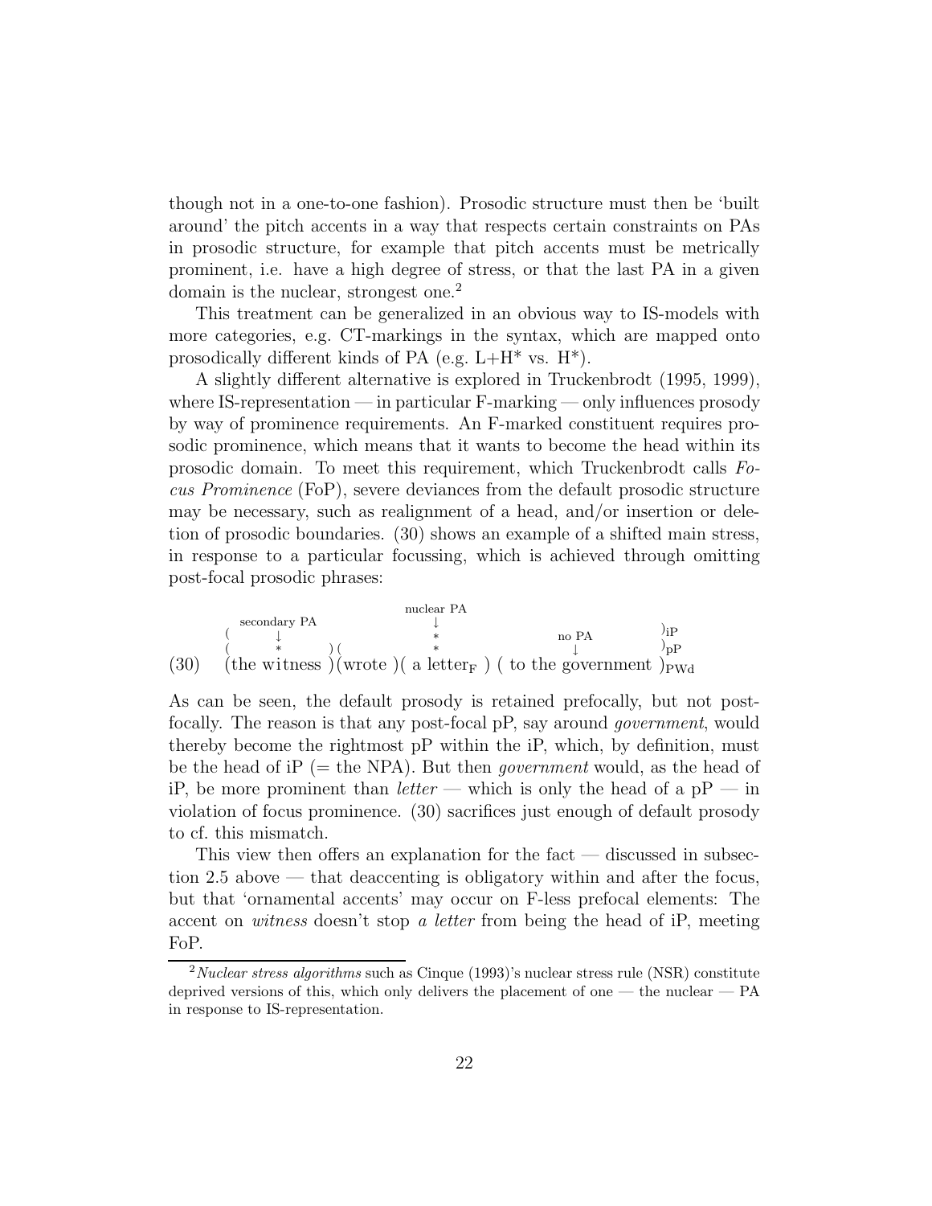though not in a one-to-one fashion). Prosodic structure must then be 'built around' the pitch accents in a way that respects certain constraints on PAs in prosodic structure, for example that pitch accents must be metrically prominent, i.e. have a high degree of stress, or that the last PA in a given domain is the nuclear, strongest one.[2]

This treatment can be generalized in an obvious way to IS-models with more categories, e.g. CT-markings in the syntax, which are mapped onto prosodically different kinds of PA (e.g. L+H* vs. H*).

A slightly different alternative is explored in Truckenbrodt (1995, 1999), where IS-representation — in particular F-marking — only influences prosody by way of prominence requirements. An F-marked constituent requires prosodic prominence, which means that it wants to become the head within its prosodic domain. To meet this requirement, which Truckenbrodt calls *Focus Prominence* (FoP), severe deviances from the default prosodic structure may be necessary, such as realignment of a head, and/or insertion or deletion of prosodic boundaries. (30) shows an example of a shifted main stress, in response to a particular focussing, which is achieved through omitting post-focal prosodic phrases:

```
                                  nuclear PA
        secondary PA                  ↓
      (      ↓                        *                    no PA          )iP
      (      *        )(              *                      ↓            )pP
(30)  (the witness )(wrote )( a letter_F ) ( to the government )PWd
```

As can be seen, the default prosody is retained prefocally, but not postfocally. The reason is that any post-focal pP, say around *government*, would thereby become the rightmost pP within the iP, which, by definition, must be the head of iP (= the NPA). But then *government* would, as the head of iP, be more prominent than *letter* — which is only the head of a pP — in violation of focus prominence. (30) sacrifices just enough of default prosody to cf. this mismatch.

This view then offers an explanation for the fact — discussed in subsection 2.5 above — that deaccenting is obligatory within and after the focus, but that 'ornamental accents' may occur on F-less prefocal elements: The accent on *witness* doesn't stop *a letter* from being the head of iP, meeting FoP.

---

[2] *Nuclear stress algorithms* such as Cinque (1993)'s nuclear stress rule (NSR) constitute deprived versions of this, which only delivers the placement of one — the nuclear — PA in response to IS-representation.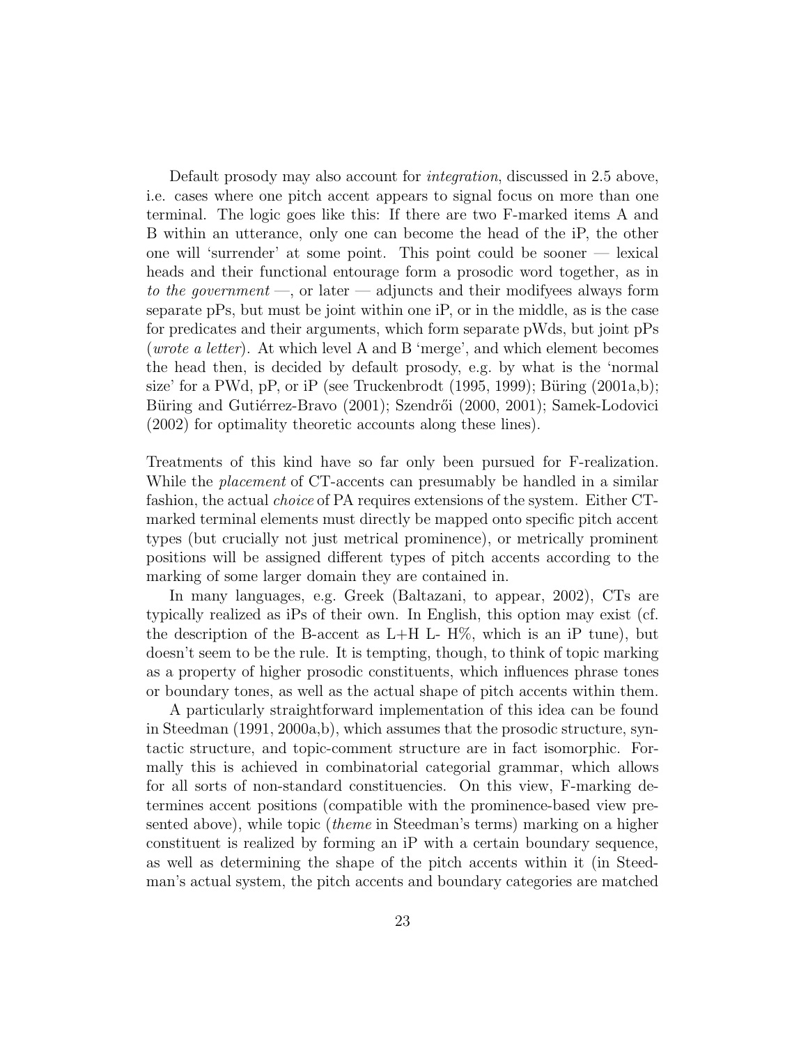Default prosody may also account for *integration*, discussed in 2.5 above, i.e. cases where one pitch accent appears to signal focus on more than one terminal. The logic goes like this: If there are two F-marked items A and B within an utterance, only one can become the head of the iP, the other one will 'surrender' at some point. This point could be sooner — lexical heads and their functional entourage form a prosodic word together, as in *to the government* —, or later — adjuncts and their modifyees always form separate pPs, but must be joint within one iP, or in the middle, as is the case for predicates and their arguments, which form separate pWds, but joint pPs (*wrote a letter*). At which level A and B 'merge', and which element becomes the head then, is decided by default prosody, e.g. by what is the 'normal size' for a PWd, pP, or iP (see Truckenbrodt (1995, 1999); Büring (2001a,b); Büring and Gutiérrez-Bravo (2001); Szendrői (2000, 2001); Samek-Lodovici (2002) for optimality theoretic accounts along these lines).

Treatments of this kind have so far only been pursued for F-realization. While the *placement* of CT-accents can presumably be handled in a similar fashion, the actual *choice* of PA requires extensions of the system. Either CT-marked terminal elements must directly be mapped onto specific pitch accent types (but crucially not just metrical prominence), or metrically prominent positions will be assigned different types of pitch accents according to the marking of some larger domain they are contained in.

In many languages, e.g. Greek (Baltazani, to appear, 2002), CTs are typically realized as iPs of their own. In English, this option may exist (cf. the description of the B-accent as L+H L- H%, which is an iP tune), but doesn't seem to be the rule. It is tempting, though, to think of topic marking as a property of higher prosodic constituents, which influences phrase tones or boundary tones, as well as the actual shape of pitch accents within them.

A particularly straightforward implementation of this idea can be found in Steedman (1991, 2000a,b), which assumes that the prosodic structure, syntactic structure, and topic-comment structure are in fact isomorphic. Formally this is achieved in combinatorial categorial grammar, which allows for all sorts of non-standard constituencies. On this view, F-marking determines accent positions (compatible with the prominence-based view presented above), while topic (*theme* in Steedman's terms) marking on a higher constituent is realized by forming an iP with a certain boundary sequence, as well as determining the shape of the pitch accents within it (in Steedman's actual system, the pitch accents and boundary categories are matched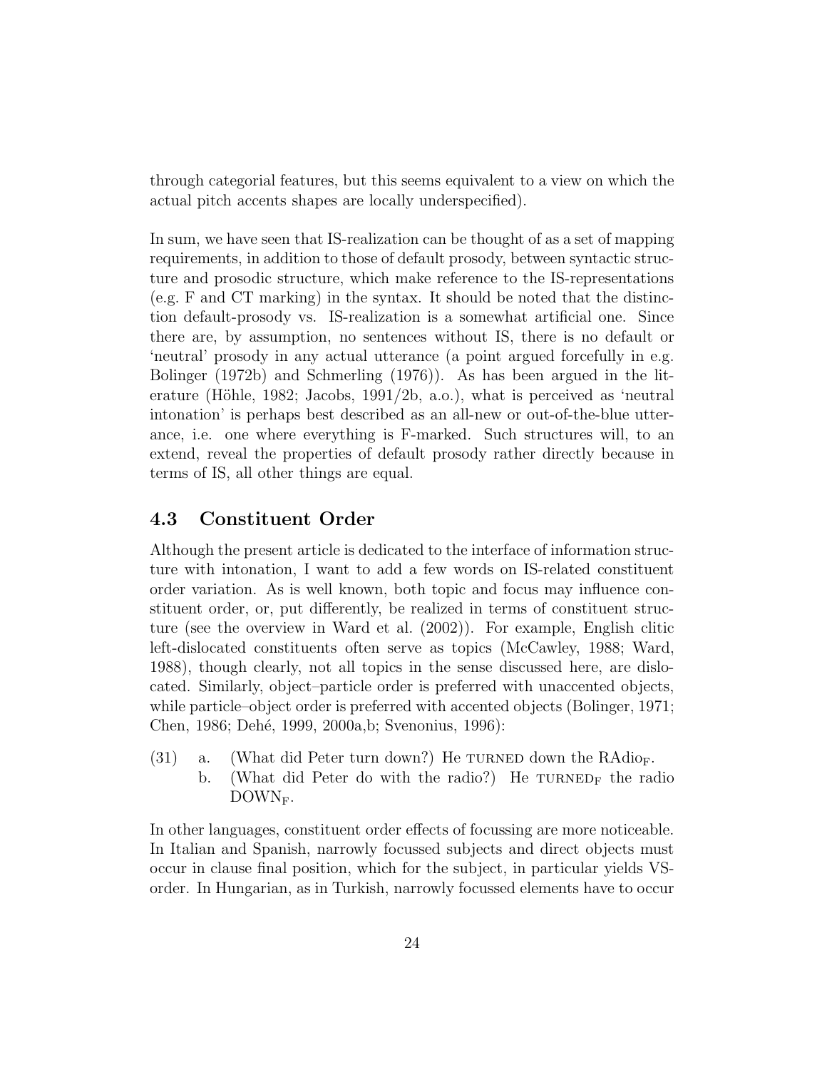through categorial features, but this seems equivalent to a view on which the actual pitch accents shapes are locally underspecified).

In sum, we have seen that IS-realization can be thought of as a set of mapping requirements, in addition to those of default prosody, between syntactic structure and prosodic structure, which make reference to the IS-representations (e.g. F and CT marking) in the syntax. It should be noted that the distinction default-prosody vs. IS-realization is a somewhat artificial one. Since there are, by assumption, no sentences without IS, there is no default or 'neutral' prosody in any actual utterance (a point argued forcefully in e.g. Bolinger (1972b) and Schmerling (1976)). As has been argued in the literature (Höhle, 1982; Jacobs, 1991/2b, a.o.), what is perceived as 'neutral intonation' is perhaps best described as an all-new or out-of-the-blue utterance, i.e. one where everything is F-marked. Such structures will, to an extend, reveal the properties of default prosody rather directly because in terms of IS, all other things are equal.

### 4.3 Constituent Order

Although the present article is dedicated to the interface of information structure with intonation, I want to add a few words on IS-related constituent order variation. As is well known, both topic and focus may influence constituent order, or, put differently, be realized in terms of constituent structure (see the overview in Ward et al. (2002)). For example, English clitic left-dislocated constituents often serve as topics (McCawley, 1988; Ward, 1988), though clearly, not all topics in the sense discussed here, are dislocated. Similarly, object–particle order is preferred with unaccented objects, while particle–object order is preferred with accented objects (Bolinger, 1971; Chen, 1986; Dehé, 1999, 2000a,b; Svenonius, 1996):

(31) a. (What did Peter turn down?) He TURNED down the RAdio$_{\mathrm{F}}$.
b. (What did Peter do with the radio?) He TURNED$_{\mathrm{F}}$ the radio DOWN$_{\mathrm{F}}$.

In other languages, constituent order effects of focussing are more noticeable. In Italian and Spanish, narrowly focussed subjects and direct objects must occur in clause final position, which for the subject, in particular yields VS-order. In Hungarian, as in Turkish, narrowly focussed elements have to occur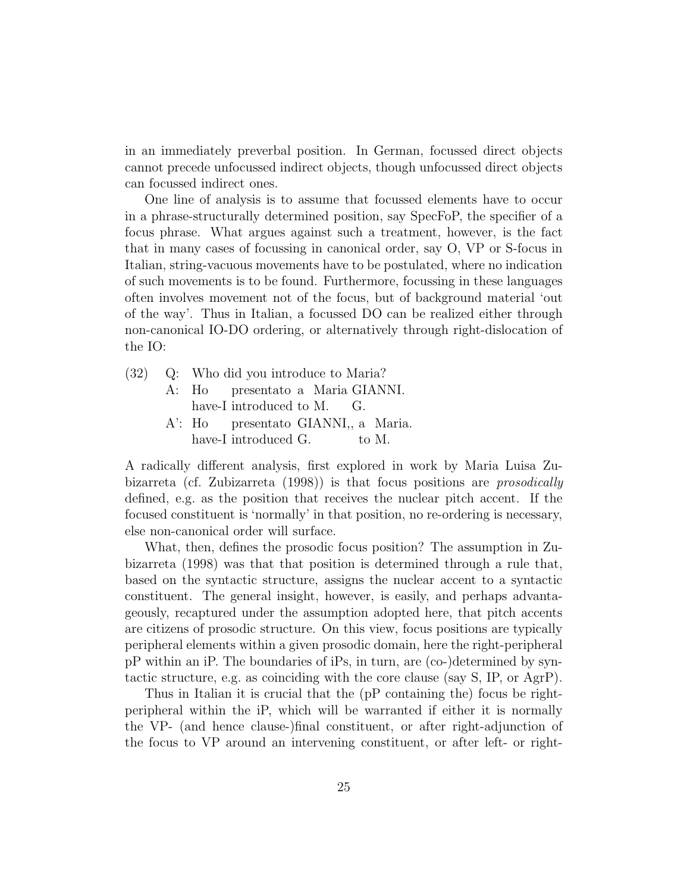in an immediately preverbal position. In German, focussed direct objects cannot precede unfocussed indirect objects, though unfocussed direct objects can focussed indirect ones.

One line of analysis is to assume that focussed elements have to occur in a phrase-structurally determined position, say SpecFoP, the specifier of a focus phrase. What argues against such a treatment, however, is the fact that in many cases of focussing in canonical order, say O, VP or S-focus in Italian, string-vacuous movements have to be postulated, where no indication of such movements is to be found. Furthermore, focussing in these languages often involves movement not of the focus, but of background material 'out of the way'. Thus in Italian, a focussed DO can be realized either through non-canonical IO-DO ordering, or alternatively through right-dislocation of the IO:

(32) Q: Who did you introduce to Maria?

A: Ho presentato a Maria GIANNI.
have-I introduced to M. G.

A': Ho presentato GIANNI,, a Maria.
have-I introduced G. to M.

A radically different analysis, first explored in work by Maria Luisa Zubizarreta (cf. Zubizarreta (1998)) is that focus positions are *prosodically* defined, e.g. as the position that receives the nuclear pitch accent. If the focused constituent is 'normally' in that position, no re-ordering is necessary, else non-canonical order will surface.

What, then, defines the prosodic focus position? The assumption in Zubizarreta (1998) was that that position is determined through a rule that, based on the syntactic structure, assigns the nuclear accent to a syntactic constituent. The general insight, however, is easily, and perhaps advantageously, recaptured under the assumption adopted here, that pitch accents are citizens of prosodic structure. On this view, focus positions are typically peripheral elements within a given prosodic domain, here the right-peripheral pP within an iP. The boundaries of iPs, in turn, are (co-)determined by syntactic structure, e.g. as coinciding with the core clause (say S, IP, or AgrP).

Thus in Italian it is crucial that the (pP containing the) focus be right-peripheral within the iP, which will be warranted if either it is normally the VP- (and hence clause-)final constituent, or after right-adjunction of the focus to VP around an intervening constituent, or after left- or right-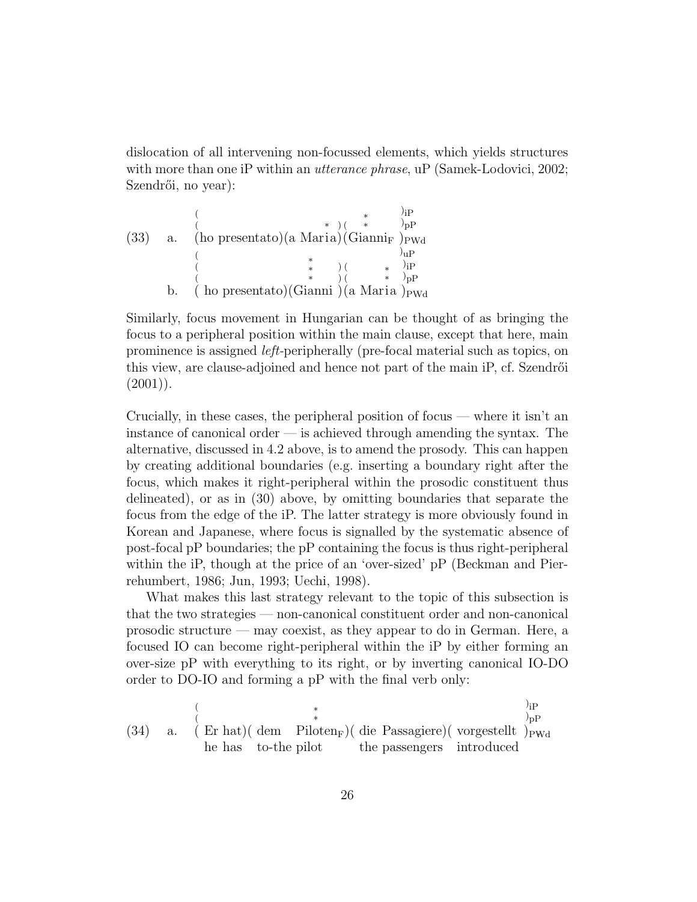dislocation of all intervening non-focussed elements, which yields structures with more than one iP within an *utterance phrase*, uP (Samek-Lodovici, 2002; Szendrői, no year):

```
                                              *          )iP
(33)  a.  (                               *  )(  *       )pP
          (ho presentato)(a Maria)(GianniF )PWd
          (                                                )uP
          (                          *                     )iP
          (                          *       )(      *     )pP
      b.  ( ho presentato)(Gianni )(a Maria )PWd
```

Similarly, focus movement in Hungarian can be thought of as bringing the focus to a peripheral position within the main clause, except that here, main prominence is assigned *left*-peripherally (pre-focal material such as topics, on this view, are clause-adjoined and hence not part of the main iP, cf. Szendrői (2001)).

Crucially, in these cases, the peripheral position of focus — where it isn't an instance of canonical order — is achieved through amending the syntax. The alternative, discussed in 4.2 above, is to amend the prosody. This can happen by creating additional boundaries (e.g. inserting a boundary right after the focus, which makes it right-peripheral within the prosodic constituent thus delineated), or as in (30) above, by omitting boundaries that separate the focus from the edge of the iP. The latter strategy is more obviously found in Korean and Japanese, where focus is signalled by the systematic absence of post-focal pP boundaries; the pP containing the focus is thus right-peripheral within the iP, though at the price of an 'over-sized' pP (Beckman and Pierrehumbert, 1986; Jun, 1993; Uechi, 1998).

What makes this last strategy relevant to the topic of this subsection is that the two strategies — non-canonical constituent order and non-canonical prosodic structure — may coexist, as they appear to do in German. Here, a focused IO can become right-peripheral within the iP by either forming an over-size pP with everything to its right, or by inverting canonical IO-DO order to DO-IO and forming a pP with the final verb only:

```
          (                  *                                          )iP
          (                  *                                          )pP
(34)  a.  ( Er hat)( dem    PilotenF)( die Passagiere)( vorgestellt )PWd
            he has   to-the pilot      the passengers   introduced
```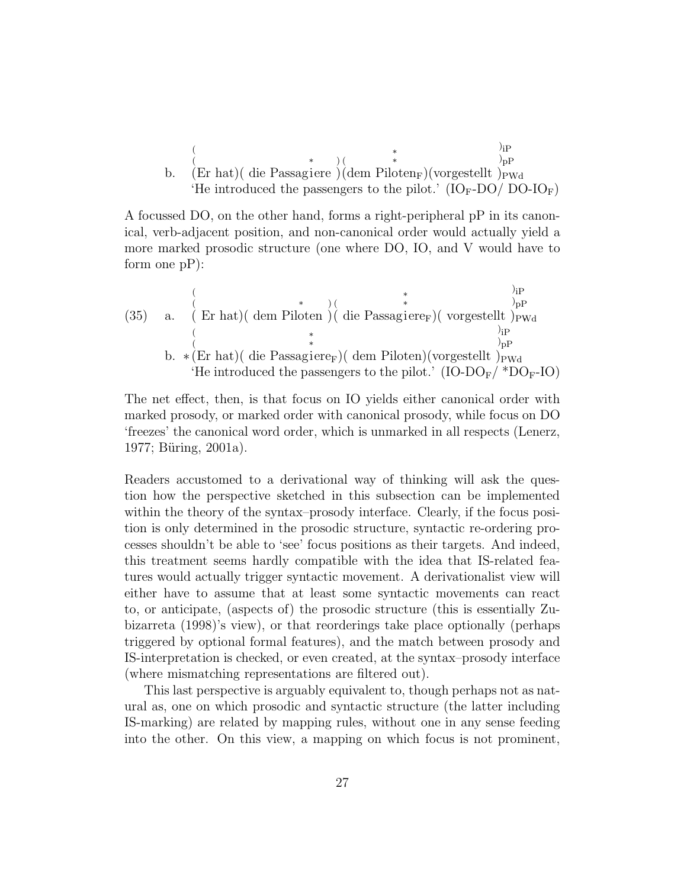```
   (                                 *                       )iP
   (                   *      ) (    *                       )pP
b. (Er hat)( die Passagiere )(dem Piloten_F)(vorgestellt )PWd
   'He introduced the passengers to the pilot.' (IO_F-DO/ DO-IO_F)
```

A focussed DO, on the other hand, forms a right-peripheral pP in its canonical, verb-adjacent position, and non-canonical order would actually yield a more marked prosodic structure (one where DO, IO, and V would have to form one pP):

```
(35) a.  (                                     *                )iP
         (                  *      ) (         *                )pP
         ( Er hat)( dem Piloten )( die Passagiere_F)( vorgestellt )PWd
         (                  *                                   )iP
         (                  *                                   )pP
     b. *(Er hat)( die Passagiere_F)( dem Piloten)(vorgestellt )PWd
         'He introduced the passengers to the pilot.' (IO-DO_F/ *DO_F-IO)
```

The net effect, then, is that focus on IO yields either canonical order with marked prosody, or marked order with canonical prosody, while focus on DO 'freezes' the canonical word order, which is unmarked in all respects (Lenerz, 1977; Büring, 2001a).

Readers accustomed to a derivational way of thinking will ask the question how the perspective sketched in this subsection can be implemented within the theory of the syntax–prosody interface. Clearly, if the focus position is only determined in the prosodic structure, syntactic re-ordering processes shouldn't be able to 'see' focus positions as their targets. And indeed, this treatment seems hardly compatible with the idea that IS-related features would actually trigger syntactic movement. A derivationalist view will either have to assume that at least some syntactic movements can react to, or anticipate, (aspects of) the prosodic structure (this is essentially Zubizarreta (1998)'s view), or that reorderings take place optionally (perhaps triggered by optional formal features), and the match between prosody and IS-interpretation is checked, or even created, at the syntax–prosody interface (where mismatching representations are filtered out).

This last perspective is arguably equivalent to, though perhaps not as natural as, one on which prosodic and syntactic structure (the latter including IS-marking) are related by mapping rules, without one in any sense feeding into the other. On this view, a mapping on which focus is not prominent,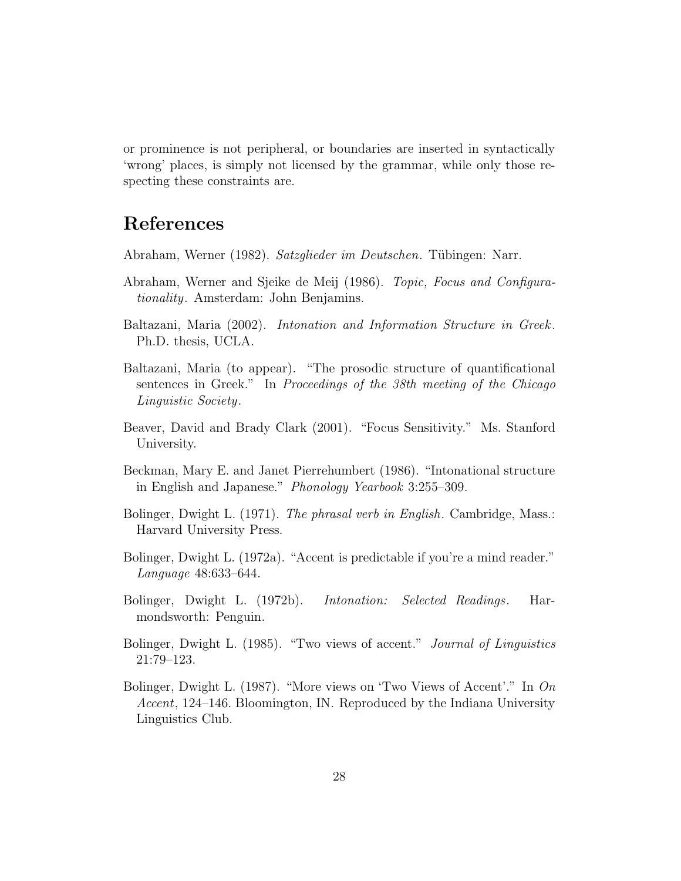or prominence is not peripheral, or boundaries are inserted in syntactically 'wrong' places, is simply not licensed by the grammar, while only those respecting these constraints are.

## References

Abraham, Werner (1982). *Satzglieder im Deutschen*. Tübingen: Narr.

Abraham, Werner and Sjeike de Meij (1986). *Topic, Focus and Configurationality*. Amsterdam: John Benjamins.

Baltazani, Maria (2002). *Intonation and Information Structure in Greek*. Ph.D. thesis, UCLA.

Baltazani, Maria (to appear). "The prosodic structure of quantificational sentences in Greek." In *Proceedings of the 38th meeting of the Chicago Linguistic Society*.

Beaver, David and Brady Clark (2001). "Focus Sensitivity." Ms. Stanford University.

Beckman, Mary E. and Janet Pierrehumbert (1986). "Intonational structure in English and Japanese." *Phonology Yearbook* 3:255–309.

Bolinger, Dwight L. (1971). *The phrasal verb in English*. Cambridge, Mass.: Harvard University Press.

Bolinger, Dwight L. (1972a). "Accent is predictable if you're a mind reader." *Language* 48:633–644.

Bolinger, Dwight L. (1972b). *Intonation: Selected Readings*. Harmondsworth: Penguin.

Bolinger, Dwight L. (1985). "Two views of accent." *Journal of Linguistics* 21:79–123.

Bolinger, Dwight L. (1987). "More views on 'Two Views of Accent'." In *On Accent*, 124–146. Bloomington, IN. Reproduced by the Indiana University Linguistics Club.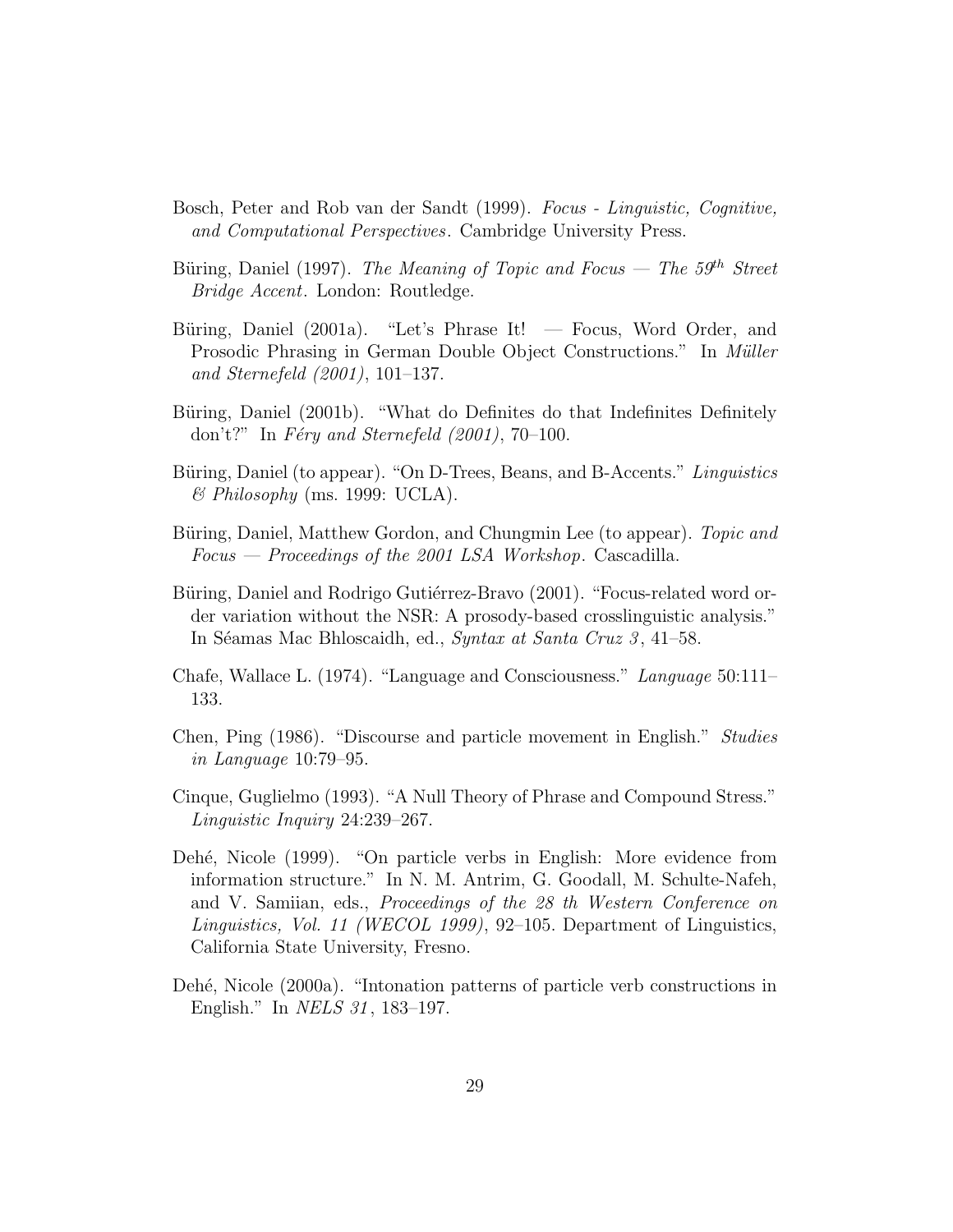Bosch, Peter and Rob van der Sandt (1999). *Focus - Linguistic, Cognitive, and Computational Perspectives*. Cambridge University Press.

Büring, Daniel (1997). *The Meaning of Topic and Focus — The 59$^{th}$ Street Bridge Accent*. London: Routledge.

Büring, Daniel (2001a). "Let's Phrase It! — Focus, Word Order, and Prosodic Phrasing in German Double Object Constructions." In *Müller and Sternefeld (2001)*, 101–137.

Büring, Daniel (2001b). "What do Definites do that Indefinites Definitely don't?" In *Féry and Sternefeld (2001)*, 70–100.

Büring, Daniel (to appear). "On D-Trees, Beans, and B-Accents." *Linguistics & Philosophy* (ms. 1999: UCLA).

Büring, Daniel, Matthew Gordon, and Chungmin Lee (to appear). *Topic and Focus — Proceedings of the 2001 LSA Workshop*. Cascadilla.

Büring, Daniel and Rodrigo Gutiérrez-Bravo (2001). "Focus-related word order variation without the NSR: A prosody-based crosslinguistic analysis." In Séamas Mac Bhloscaidh, ed., *Syntax at Santa Cruz 3*, 41–58.

Chafe, Wallace L. (1974). "Language and Consciousness." *Language* 50:111–133.

Chen, Ping (1986). "Discourse and particle movement in English." *Studies in Language* 10:79–95.

Cinque, Guglielmo (1993). "A Null Theory of Phrase and Compound Stress." *Linguistic Inquiry* 24:239–267.

Dehé, Nicole (1999). "On particle verbs in English: More evidence from information structure." In N. M. Antrim, G. Goodall, M. Schulte-Nafeh, and V. Samiian, eds., *Proceedings of the 28 th Western Conference on Linguistics, Vol. 11 (WECOL 1999)*, 92–105. Department of Linguistics, California State University, Fresno.

Dehé, Nicole (2000a). "Intonation patterns of particle verb constructions in English." In *NELS 31*, 183–197.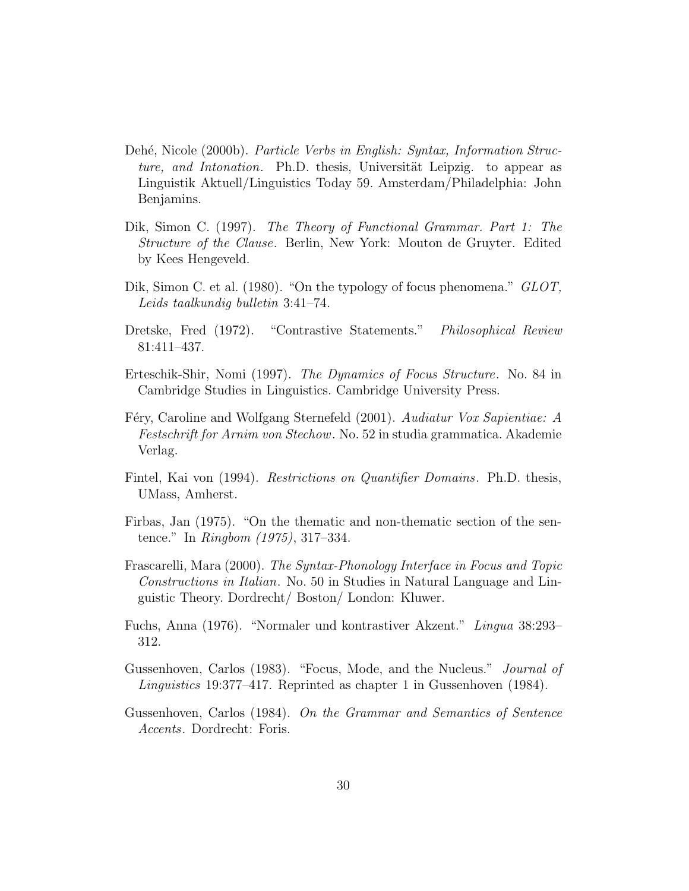Dehé, Nicole (2000b). *Particle Verbs in English: Syntax, Information Structure, and Intonation*. Ph.D. thesis, Universität Leipzig. to appear as Linguistik Aktuell/Linguistics Today 59. Amsterdam/Philadelphia: John Benjamins.

Dik, Simon C. (1997). *The Theory of Functional Grammar. Part 1: The Structure of the Clause*. Berlin, New York: Mouton de Gruyter. Edited by Kees Hengeveld.

Dik, Simon C. et al. (1980). "On the typology of focus phenomena." *GLOT, Leids taalkundig bulletin* 3:41–74.

Dretske, Fred (1972). "Contrastive Statements." *Philosophical Review* 81:411–437.

Erteschik-Shir, Nomi (1997). *The Dynamics of Focus Structure*. No. 84 in Cambridge Studies in Linguistics. Cambridge University Press.

Féry, Caroline and Wolfgang Sternefeld (2001). *Audiatur Vox Sapientiae: A Festschrift for Arnim von Stechow*. No. 52 in studia grammatica. Akademie Verlag.

Fintel, Kai von (1994). *Restrictions on Quantifier Domains*. Ph.D. thesis, UMass, Amherst.

Firbas, Jan (1975). "On the thematic and non-thematic section of the sentence." In *Ringbom (1975)*, 317–334.

Frascarelli, Mara (2000). *The Syntax-Phonology Interface in Focus and Topic Constructions in Italian*. No. 50 in Studies in Natural Language and Linguistic Theory. Dordrecht/ Boston/ London: Kluwer.

Fuchs, Anna (1976). "Normaler und kontrastiver Akzent." *Lingua* 38:293–312.

Gussenhoven, Carlos (1983). "Focus, Mode, and the Nucleus." *Journal of Linguistics* 19:377–417. Reprinted as chapter 1 in Gussenhoven (1984).

Gussenhoven, Carlos (1984). *On the Grammar and Semantics of Sentence Accents*. Dordrecht: Foris.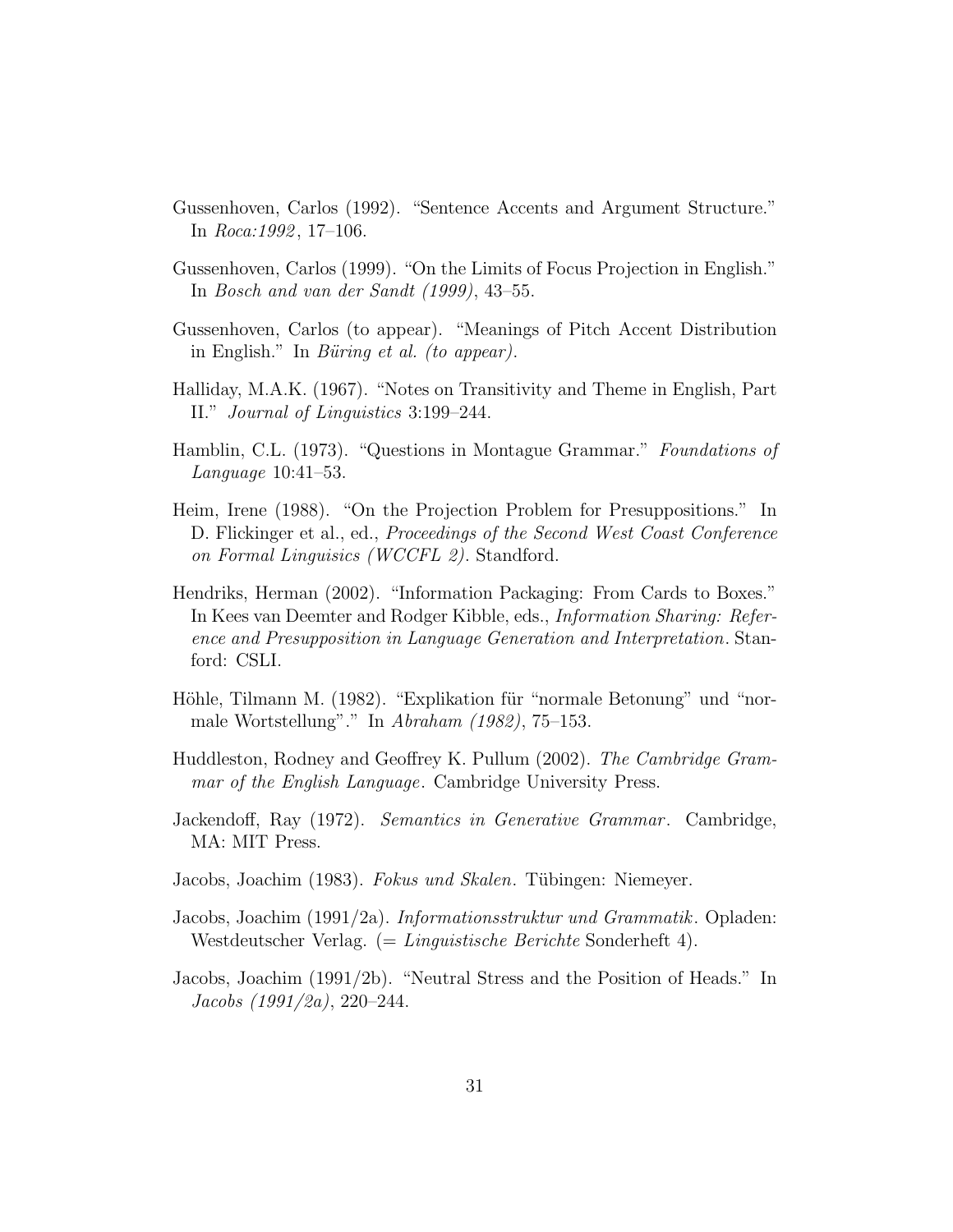Gussenhoven, Carlos (1992). "Sentence Accents and Argument Structure." In *Roca:1992*, 17–106.

Gussenhoven, Carlos (1999). "On the Limits of Focus Projection in English." In *Bosch and van der Sandt (1999)*, 43–55.

Gussenhoven, Carlos (to appear). "Meanings of Pitch Accent Distribution in English." In *Büring et al. (to appear)*.

Halliday, M.A.K. (1967). "Notes on Transitivity and Theme in English, Part II." *Journal of Linguistics* 3:199–244.

Hamblin, C.L. (1973). "Questions in Montague Grammar." *Foundations of Language* 10:41–53.

Heim, Irene (1988). "On the Projection Problem for Presuppositions." In D. Flickinger et al., ed., *Proceedings of the Second West Coast Conference on Formal Linguisics (WCCFL 2)*. Standford.

Hendriks, Herman (2002). "Information Packaging: From Cards to Boxes." In Kees van Deemter and Rodger Kibble, eds., *Information Sharing: Reference and Presupposition in Language Generation and Interpretation*. Stanford: CSLI.

Höhle, Tilmann M. (1982). "Explikation für "normale Betonung" und "normale Wortstellung"." In *Abraham (1982)*, 75–153.

Huddleston, Rodney and Geoffrey K. Pullum (2002). *The Cambridge Grammar of the English Language*. Cambridge University Press.

Jackendoff, Ray (1972). *Semantics in Generative Grammar*. Cambridge, MA: MIT Press.

Jacobs, Joachim (1983). *Fokus und Skalen*. Tübingen: Niemeyer.

Jacobs, Joachim (1991/2a). *Informationsstruktur und Grammatik*. Opladen: Westdeutscher Verlag. (= *Linguistische Berichte* Sonderheft 4).

Jacobs, Joachim (1991/2b). "Neutral Stress and the Position of Heads." In *Jacobs (1991/2a)*, 220–244.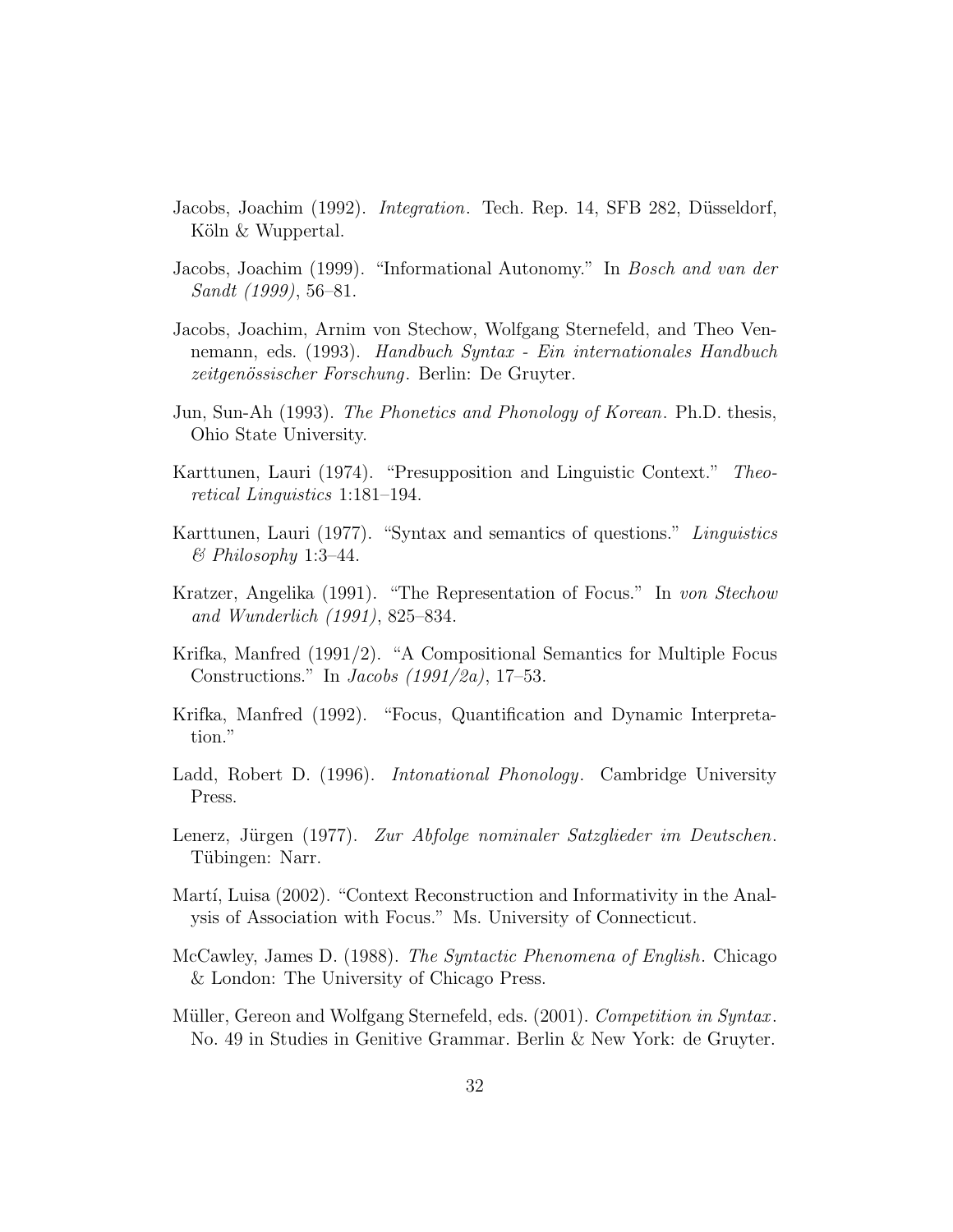Jacobs, Joachim (1992). *Integration*. Tech. Rep. 14, SFB 282, Düsseldorf, Köln & Wuppertal.

Jacobs, Joachim (1999). "Informational Autonomy." In *Bosch and van der Sandt (1999)*, 56–81.

Jacobs, Joachim, Arnim von Stechow, Wolfgang Sternefeld, and Theo Vennemann, eds. (1993). *Handbuch Syntax - Ein internationales Handbuch zeitgenössischer Forschung*. Berlin: De Gruyter.

Jun, Sun-Ah (1993). *The Phonetics and Phonology of Korean*. Ph.D. thesis, Ohio State University.

Karttunen, Lauri (1974). "Presupposition and Linguistic Context." *Theoretical Linguistics* 1:181–194.

Karttunen, Lauri (1977). "Syntax and semantics of questions." *Linguistics & Philosophy* 1:3–44.

Kratzer, Angelika (1991). "The Representation of Focus." In *von Stechow and Wunderlich (1991)*, 825–834.

Krifka, Manfred (1991/2). "A Compositional Semantics for Multiple Focus Constructions." In *Jacobs (1991/2a)*, 17–53.

Krifka, Manfred (1992). "Focus, Quantification and Dynamic Interpretation."

Ladd, Robert D. (1996). *Intonational Phonology*. Cambridge University Press.

Lenerz, Jürgen (1977). *Zur Abfolge nominaler Satzglieder im Deutschen*. Tübingen: Narr.

Martí, Luisa (2002). "Context Reconstruction and Informativity in the Analysis of Association with Focus." Ms. University of Connecticut.

McCawley, James D. (1988). *The Syntactic Phenomena of English*. Chicago & London: The University of Chicago Press.

Müller, Gereon and Wolfgang Sternefeld, eds. (2001). *Competition in Syntax*. No. 49 in Studies in Genitive Grammar. Berlin & New York: de Gruyter.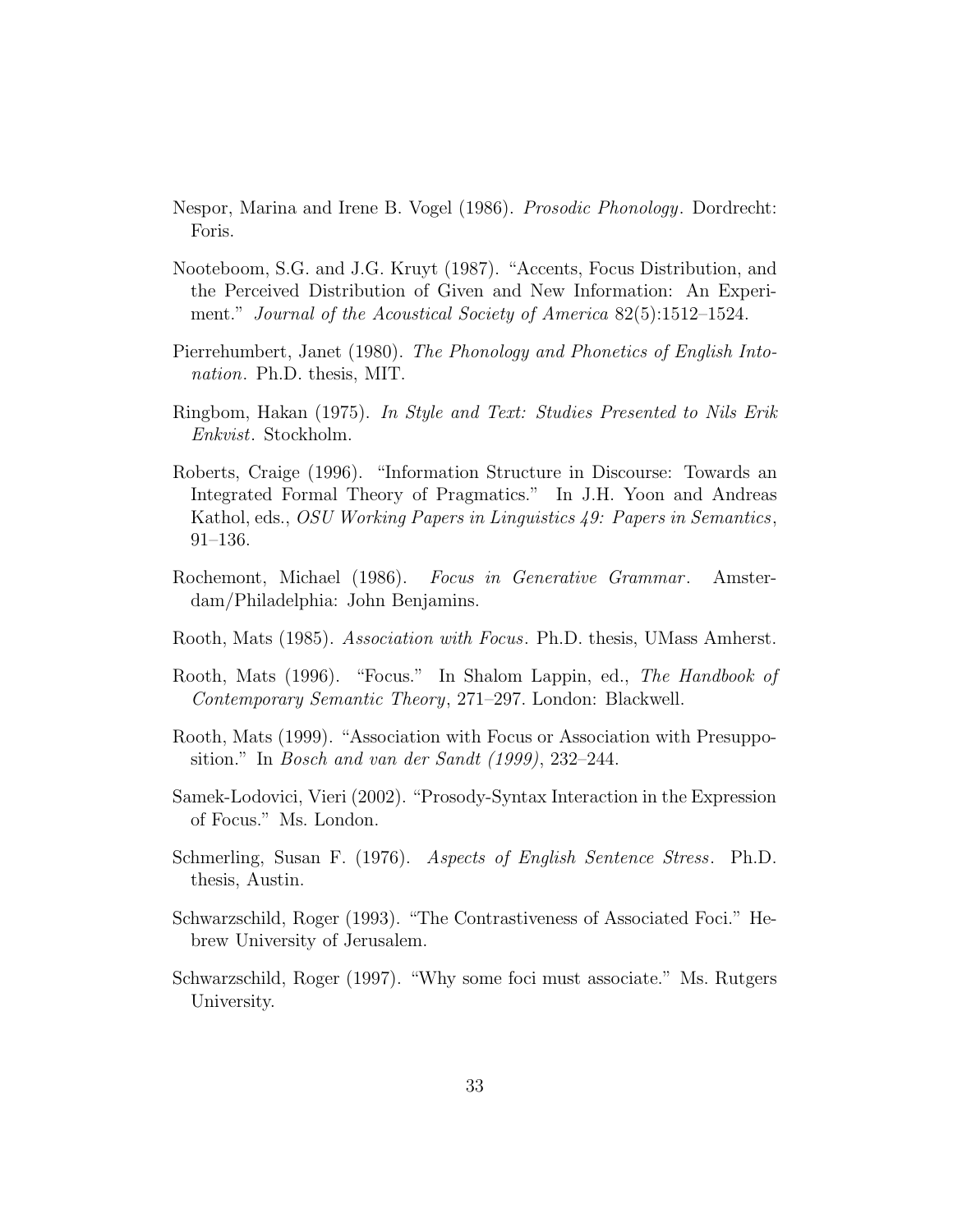Nespor, Marina and Irene B. Vogel (1986). *Prosodic Phonology*. Dordrecht: Foris.

Nooteboom, S.G. and J.G. Kruyt (1987). "Accents, Focus Distribution, and the Perceived Distribution of Given and New Information: An Experiment." *Journal of the Acoustical Society of America* 82(5):1512–1524.

Pierrehumbert, Janet (1980). *The Phonology and Phonetics of English Intonation*. Ph.D. thesis, MIT.

Ringbom, Hakan (1975). *In Style and Text: Studies Presented to Nils Erik Enkvist*. Stockholm.

Roberts, Craige (1996). "Information Structure in Discourse: Towards an Integrated Formal Theory of Pragmatics." In J.H. Yoon and Andreas Kathol, eds., *OSU Working Papers in Linguistics 49: Papers in Semantics*, 91–136.

Rochemont, Michael (1986). *Focus in Generative Grammar*. Amsterdam/Philadelphia: John Benjamins.

Rooth, Mats (1985). *Association with Focus*. Ph.D. thesis, UMass Amherst.

Rooth, Mats (1996). "Focus." In Shalom Lappin, ed., *The Handbook of Contemporary Semantic Theory*, 271–297. London: Blackwell.

Rooth, Mats (1999). "Association with Focus or Association with Presupposition." In *Bosch and van der Sandt (1999)*, 232–244.

Samek-Lodovici, Vieri (2002). "Prosody-Syntax Interaction in the Expression of Focus." Ms. London.

Schmerling, Susan F. (1976). *Aspects of English Sentence Stress*. Ph.D. thesis, Austin.

Schwarzschild, Roger (1993). "The Contrastiveness of Associated Foci." Hebrew University of Jerusalem.

Schwarzschild, Roger (1997). "Why some foci must associate." Ms. Rutgers University.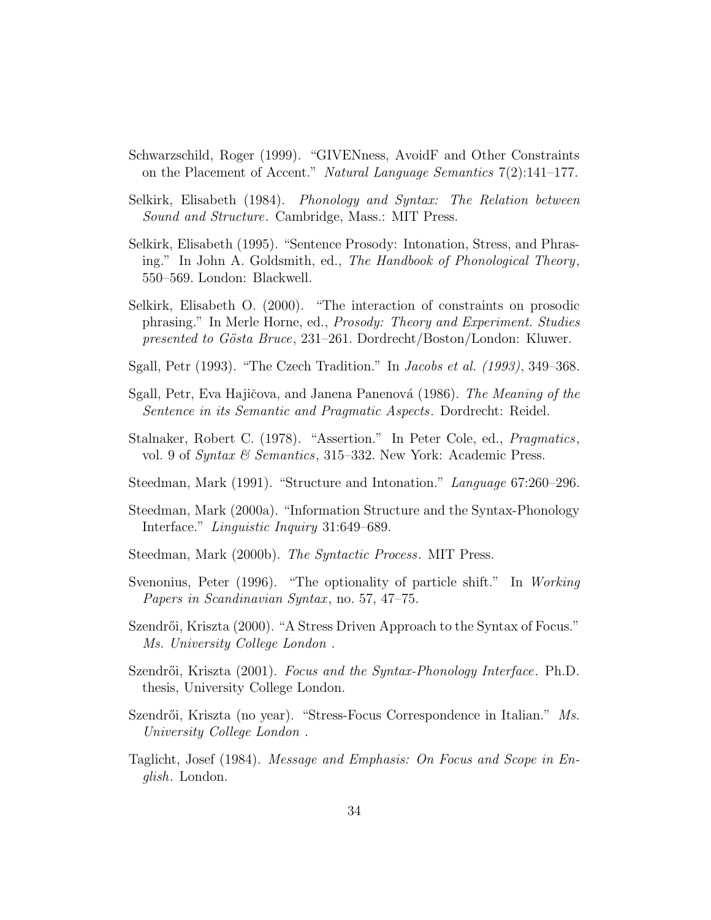Schwarzschild, Roger (1999). "GIVENness, AvoidF and Other Constraints on the Placement of Accent." *Natural Language Semantics* 7(2):141–177.

Selkirk, Elisabeth (1984). *Phonology and Syntax: The Relation between Sound and Structure*. Cambridge, Mass.: MIT Press.

Selkirk, Elisabeth (1995). "Sentence Prosody: Intonation, Stress, and Phrasing." In John A. Goldsmith, ed., *The Handbook of Phonological Theory*, 550–569. London: Blackwell.

Selkirk, Elisabeth O. (2000). "The interaction of constraints on prosodic phrasing." In Merle Horne, ed., *Prosody: Theory and Experiment. Studies presented to Gösta Bruce*, 231–261. Dordrecht/Boston/London: Kluwer.

Sgall, Petr (1993). "The Czech Tradition." In *Jacobs et al. (1993)*, 349–368.

Sgall, Petr, Eva Hajičova, and Janena Panenová (1986). *The Meaning of the Sentence in its Semantic and Pragmatic Aspects*. Dordrecht: Reidel.

Stalnaker, Robert C. (1978). "Assertion." In Peter Cole, ed., *Pragmatics*, vol. 9 of *Syntax & Semantics*, 315–332. New York: Academic Press.

Steedman, Mark (1991). "Structure and Intonation." *Language* 67:260–296.

Steedman, Mark (2000a). "Information Structure and the Syntax-Phonology Interface." *Linguistic Inquiry* 31:649–689.

Steedman, Mark (2000b). *The Syntactic Process*. MIT Press.

Svenonius, Peter (1996). "The optionality of particle shift." In *Working Papers in Scandinavian Syntax*, no. 57, 47–75.

Szendrői, Kriszta (2000). "A Stress Driven Approach to the Syntax of Focus." *Ms. University College London* .

Szendrői, Kriszta (2001). *Focus and the Syntax-Phonology Interface*. Ph.D. thesis, University College London.

Szendrői, Kriszta (no year). "Stress-Focus Correspondence in Italian." *Ms. University College London* .

Taglicht, Josef (1984). *Message and Emphasis: On Focus and Scope in English*. London.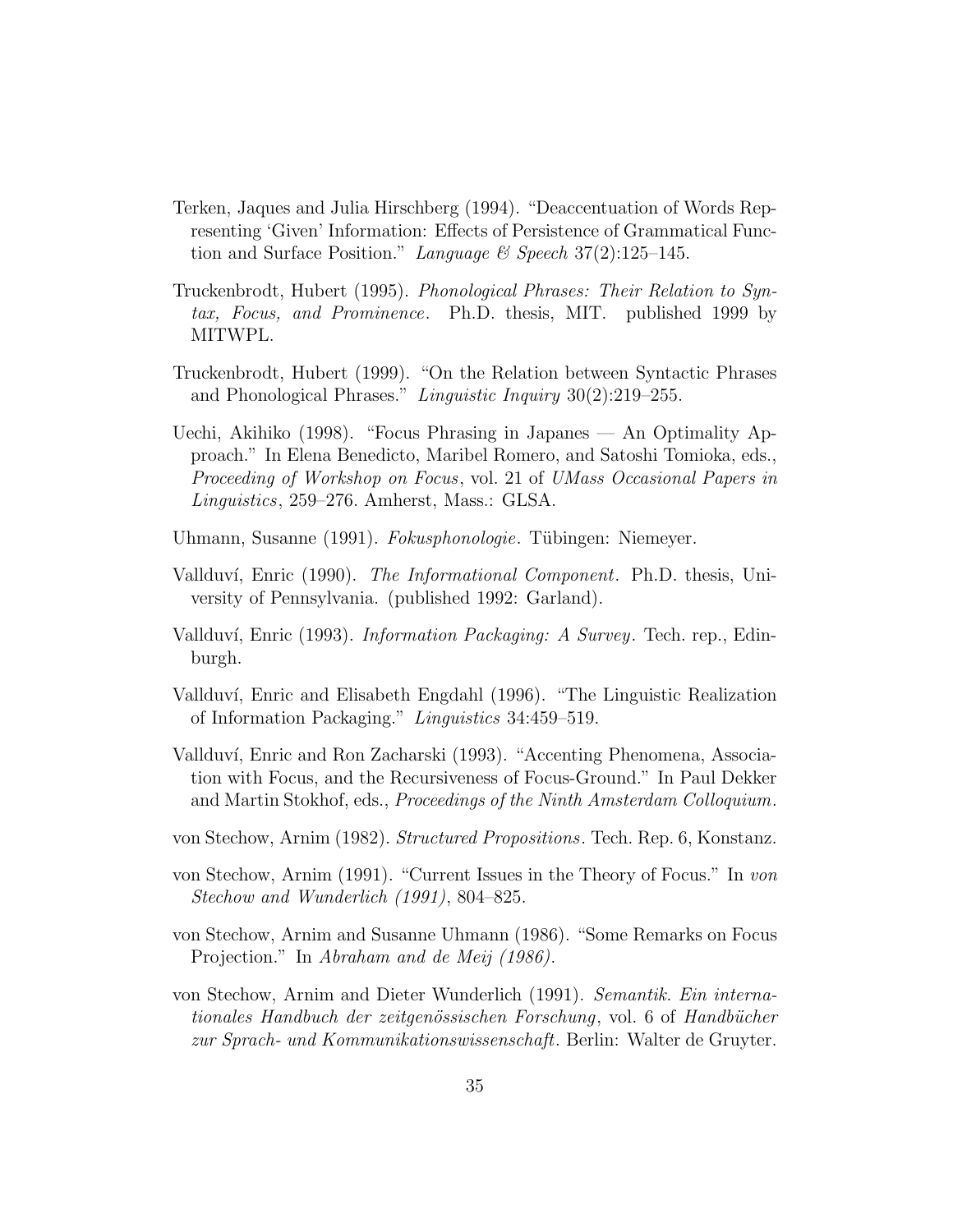Terken, Jaques and Julia Hirschberg (1994). "Deaccentuation of Words Representing 'Given' Information: Effects of Persistence of Grammatical Function and Surface Position." *Language & Speech* 37(2):125–145.

Truckenbrodt, Hubert (1995). *Phonological Phrases: Their Relation to Syntax, Focus, and Prominence*. Ph.D. thesis, MIT. published 1999 by MITWPL.

Truckenbrodt, Hubert (1999). "On the Relation between Syntactic Phrases and Phonological Phrases." *Linguistic Inquiry* 30(2):219–255.

Uechi, Akihiko (1998). "Focus Phrasing in Japanes — An Optimality Approach." In Elena Benedicto, Maribel Romero, and Satoshi Tomioka, eds., *Proceeding of Workshop on Focus*, vol. 21 of *UMass Occasional Papers in Linguistics*, 259–276. Amherst, Mass.: GLSA.

Uhmann, Susanne (1991). *Fokusphonologie*. Tübingen: Niemeyer.

Vallduví, Enric (1990). *The Informational Component*. Ph.D. thesis, University of Pennsylvania. (published 1992: Garland).

Vallduví, Enric (1993). *Information Packaging: A Survey*. Tech. rep., Edinburgh.

Vallduví, Enric and Elisabeth Engdahl (1996). "The Linguistic Realization of Information Packaging." *Linguistics* 34:459–519.

Vallduví, Enric and Ron Zacharski (1993). "Accenting Phenomena, Association with Focus, and the Recursiveness of Focus-Ground." In Paul Dekker and Martin Stokhof, eds., *Proceedings of the Ninth Amsterdam Colloquium*.

von Stechow, Arnim (1982). *Structured Propositions*. Tech. Rep. 6, Konstanz.

von Stechow, Arnim (1991). "Current Issues in the Theory of Focus." In *von Stechow and Wunderlich (1991)*, 804–825.

von Stechow, Arnim and Susanne Uhmann (1986). "Some Remarks on Focus Projection." In *Abraham and de Meij (1986)*.

von Stechow, Arnim and Dieter Wunderlich (1991). *Semantik. Ein internationales Handbuch der zeitgenössischen Forschung*, vol. 6 of *Handbücher zur Sprach- und Kommunikationswissenschaft*. Berlin: Walter de Gruyter.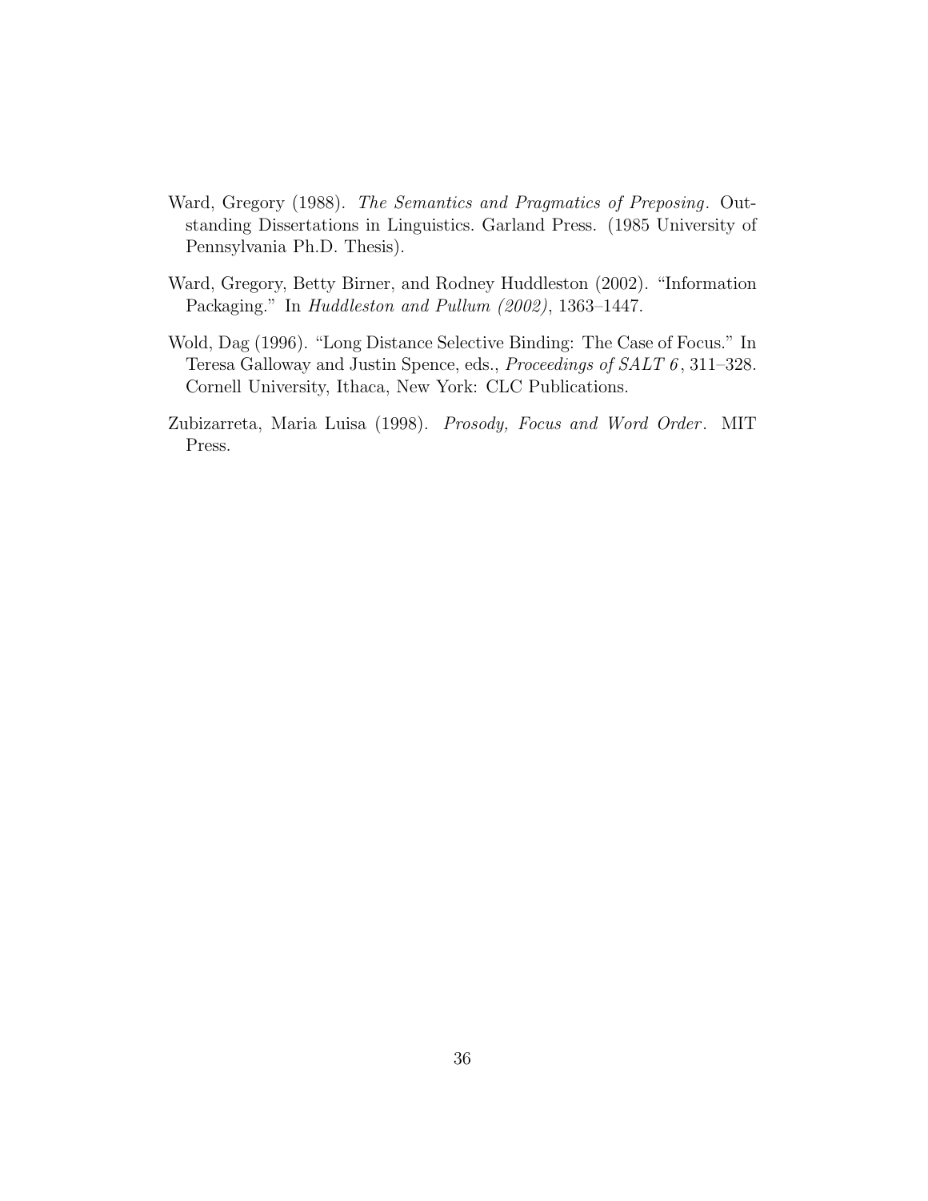Ward, Gregory (1988). *The Semantics and Pragmatics of Preposing*. Outstanding Dissertations in Linguistics. Garland Press. (1985 University of Pennsylvania Ph.D. Thesis).

Ward, Gregory, Betty Birner, and Rodney Huddleston (2002). "Information Packaging." In *Huddleston and Pullum (2002)*, 1363–1447.

Wold, Dag (1996). "Long Distance Selective Binding: The Case of Focus." In Teresa Galloway and Justin Spence, eds., *Proceedings of SALT 6*, 311–328. Cornell University, Ithaca, New York: CLC Publications.

Zubizarreta, Maria Luisa (1998). *Prosody, Focus and Word Order*. MIT Press.